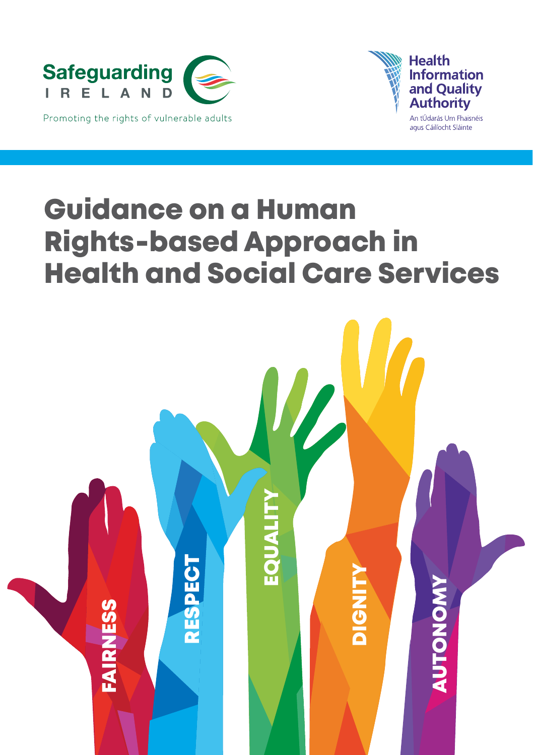Safeguarding IRELAND

Promoting the rights of vulnerable adults

Health Information and Quality Authority

An tÚdarás Um Fhaisnéis agus Cáilíocht Sláinte

# Guidance on a Human Rights-based Approach in Health and Social Care Services

FAIRNESS

RESPECT

EQUALITY

DIGNITY

AUTONOMY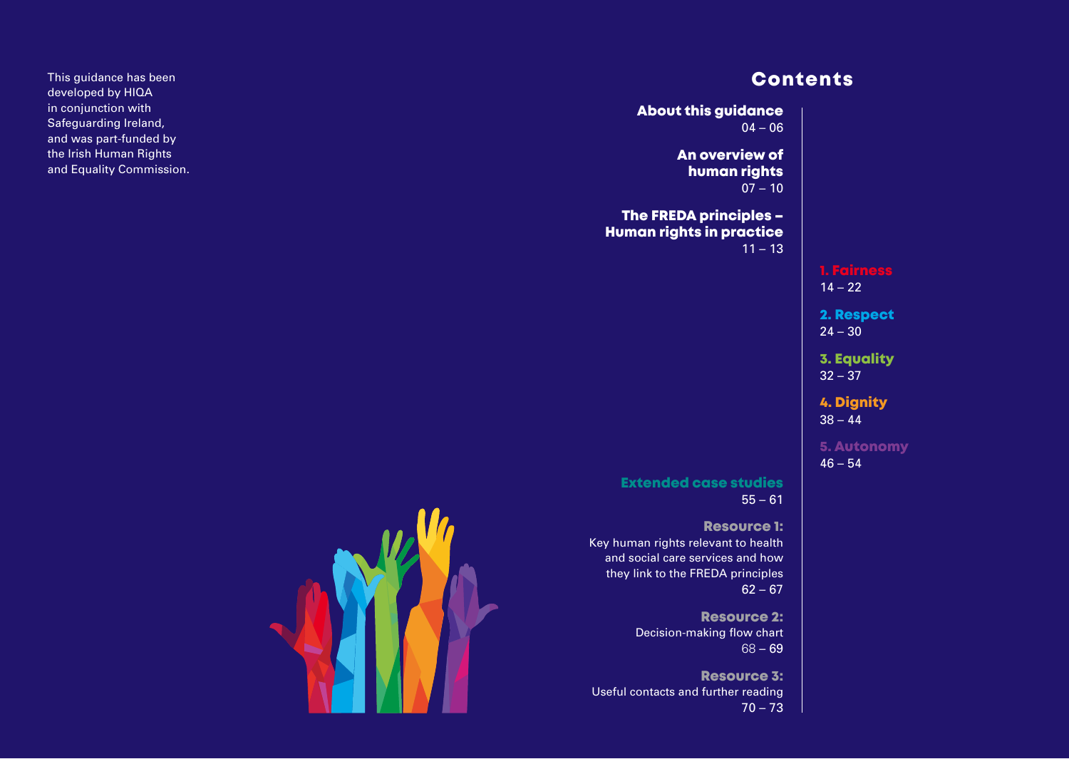This guidance has been developed by HIQA in conjunction with Safeguarding Ireland, and was part-funded by the Irish Human Rights and Equality Commission.

# Contents

**About this guidance**
04 – 06

**An overview of human rights**
07 – 10

**The FREDA principles – Human rights in practice**
11 – 13

**1. Fairness**
14 – 22

**2. Respect**
24 – 30

**3. Equality**
32 – 37

**4. Dignity**
38 – 44

**5. Autonomy**
46 – 54

**Extended case studies**
55 – 61

**Resource 1:**
Key human rights relevant to health and social care services and how they link to the FREDA principles
62 – 67

**Resource 2:**
Decision-making flow chart
68 – 69

**Resource 3:**
Useful contacts and further reading
70 – 73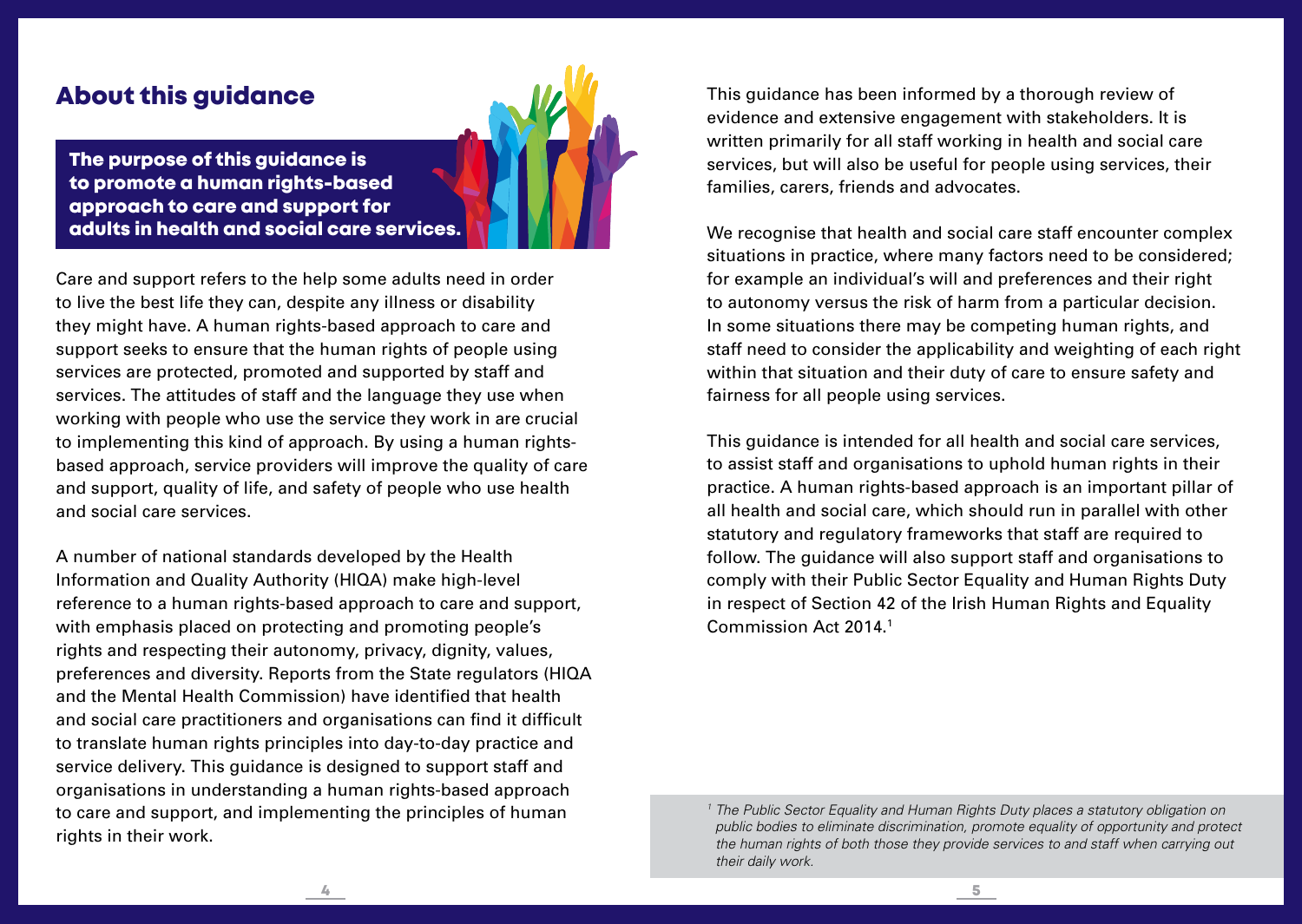## About this guidance

**The purpose of this guidance is to promote a human rights-based approach to care and support for adults in health and social care services.**

Care and support refers to the help some adults need in order to live the best life they can, despite any illness or disability they might have. A human rights-based approach to care and support seeks to ensure that the human rights of people using services are protected, promoted and supported by staff and services. The attitudes of staff and the language they use when working with people who use the service they work in are crucial to implementing this kind of approach. By using a human rights-based approach, service providers will improve the quality of care and support, quality of life, and safety of people who use health and social care services.

A number of national standards developed by the Health Information and Quality Authority (HIQA) make high-level reference to a human rights-based approach to care and support, with emphasis placed on protecting and promoting people's rights and respecting their autonomy, privacy, dignity, values, preferences and diversity. Reports from the State regulators (HIQA and the Mental Health Commission) have identified that health and social care practitioners and organisations can find it difficult to translate human rights principles into day-to-day practice and service delivery. This guidance is designed to support staff and organisations in understanding a human rights-based approach to care and support, and implementing the principles of human rights in their work.

This guidance has been informed by a thorough review of evidence and extensive engagement with stakeholders. It is written primarily for all staff working in health and social care services, but will also be useful for people using services, their families, carers, friends and advocates.

We recognise that health and social care staff encounter complex situations in practice, where many factors need to be considered; for example an individual's will and preferences and their right to autonomy versus the risk of harm from a particular decision. In some situations there may be competing human rights, and staff need to consider the applicability and weighting of each right within that situation and their duty of care to ensure safety and fairness for all people using services.

This guidance is intended for all health and social care services, to assist staff and organisations to uphold human rights in their practice. A human rights-based approach is an important pillar of all health and social care, which should run in parallel with other statutory and regulatory frameworks that staff are required to follow. The guidance will also support staff and organisations to comply with their Public Sector Equality and Human Rights Duty in respect of Section 42 of the Irish Human Rights and Equality Commission Act 2014.[1]

*[1] The Public Sector Equality and Human Rights Duty places a statutory obligation on public bodies to eliminate discrimination, promote equality of opportunity and protect the human rights of both those they provide services to and staff when carrying out their daily work.*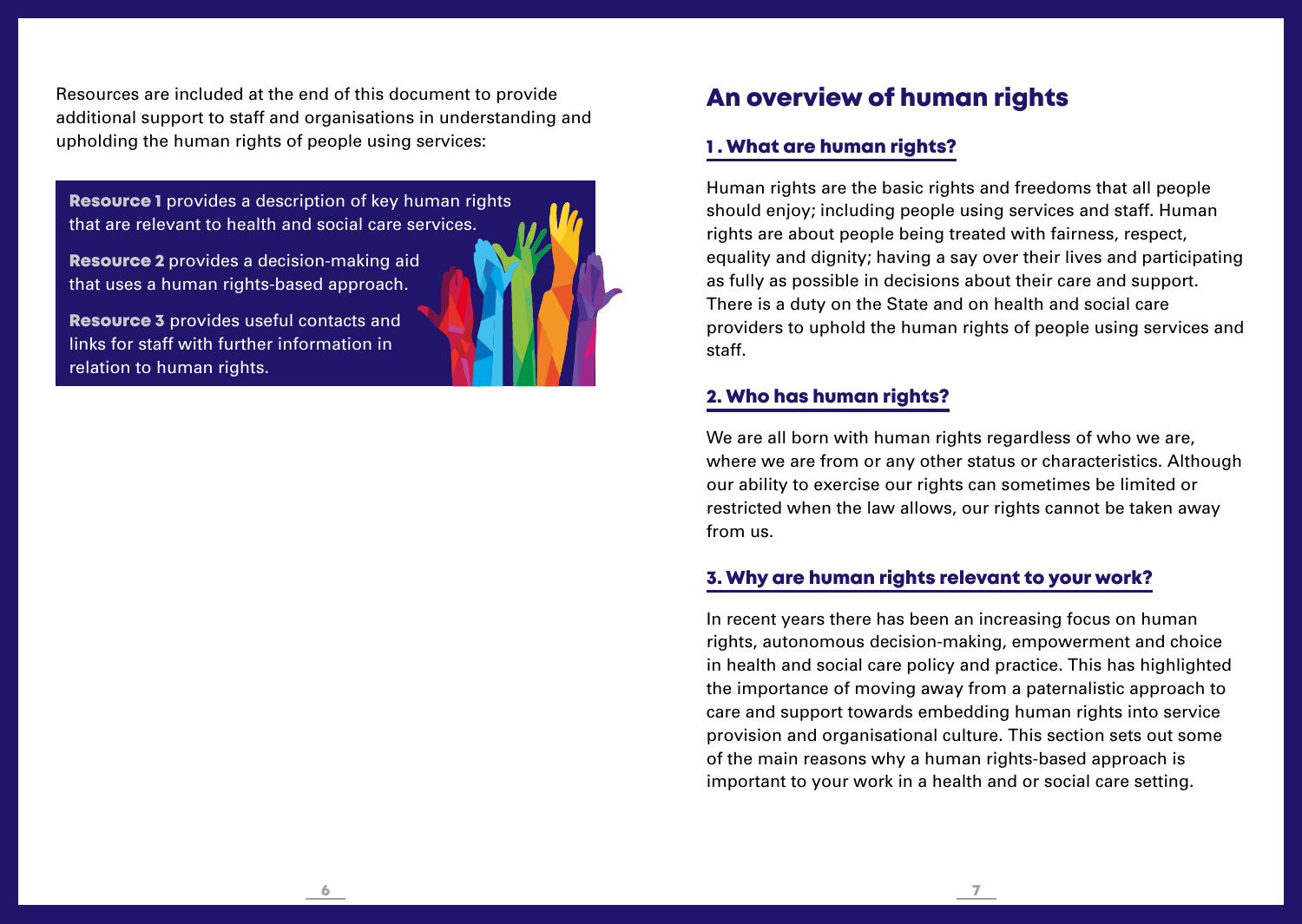Resources are included at the end of this document to provide additional support to staff and organisations in understanding and upholding the human rights of people using services:

**Resource 1** provides a description of key human rights that are relevant to health and social care services.

**Resource 2** provides a decision-making aid that uses a human rights-based approach.

**Resource 3** provides useful contacts and links for staff with further information in relation to human rights.

# An overview of human rights

## 1. What are human rights?

Human rights are the basic rights and freedoms that all people should enjoy; including people using services and staff. Human rights are about people being treated with fairness, respect, equality and dignity; having a say over their lives and participating as fully as possible in decisions about their care and support. There is a duty on the State and on health and social care providers to uphold the human rights of people using services and staff.

## 2. Who has human rights?

We are all born with human rights regardless of who we are, where we are from or any other status or characteristics. Although our ability to exercise our rights can sometimes be limited or restricted when the law allows, our rights cannot be taken away from us.

## 3. Why are human rights relevant to your work?

In recent years there has been an increasing focus on human rights, autonomous decision-making, empowerment and choice in health and social care policy and practice. This has highlighted the importance of moving away from a paternalistic approach to care and support towards embedding human rights into service provision and organisational culture. This section sets out some of the main reasons why a human rights-based approach is important to your work in a health and or social care setting.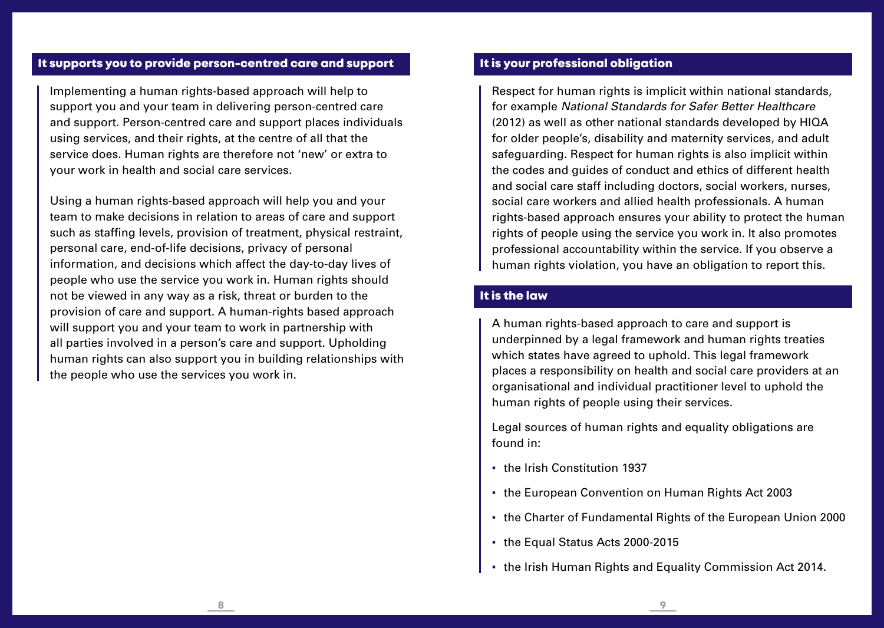## It supports you to provide person-centred care and support

Implementing a human rights-based approach will help to support you and your team in delivering person-centred care and support. Person-centred care and support places individuals using services, and their rights, at the centre of all that the service does. Human rights are therefore not 'new' or extra to your work in health and social care services.

Using a human rights-based approach will help you and your team to make decisions in relation to areas of care and support such as staffing levels, provision of treatment, physical restraint, personal care, end-of-life decisions, privacy of personal information, and decisions which affect the day-to-day lives of people who use the service you work in. Human rights should not be viewed in any way as a risk, threat or burden to the provision of care and support. A human-rights based approach will support you and your team to work in partnership with all parties involved in a person's care and support. Upholding human rights can also support you in building relationships with the people who use the services you work in.

## It is your professional obligation

Respect for human rights is implicit within national standards, for example *National Standards for Safer Better Healthcare* (2012) as well as other national standards developed by HIQA for older people's, disability and maternity services, and adult safeguarding. Respect for human rights is also implicit within the codes and guides of conduct and ethics of different health and social care staff including doctors, social workers, nurses, social care workers and allied health professionals. A human rights-based approach ensures your ability to protect the human rights of people using the service you work in. It also promotes professional accountability within the service. If you observe a human rights violation, you have an obligation to report this.

## It is the law

A human rights-based approach to care and support is underpinned by a legal framework and human rights treaties which states have agreed to uphold. This legal framework places a responsibility on health and social care providers at an organisational and individual practitioner level to uphold the human rights of people using their services.

Legal sources of human rights and equality obligations are found in:

- the Irish Constitution 1937
- the European Convention on Human Rights Act 2003
- the Charter of Fundamental Rights of the European Union 2000
- the Equal Status Acts 2000-2015
- the Irish Human Rights and Equality Commission Act 2014.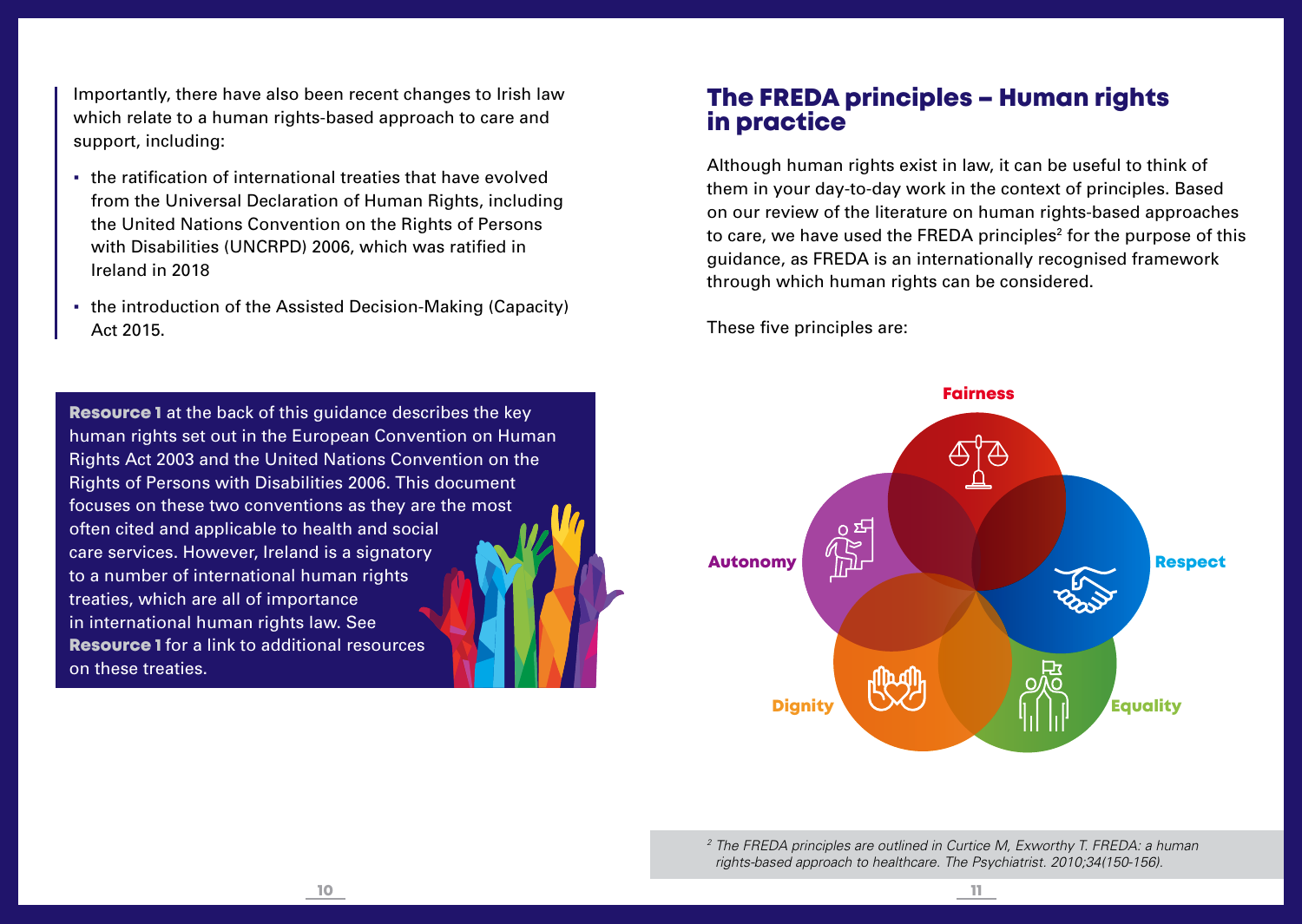Importantly, there have also been recent changes to Irish law which relate to a human rights-based approach to care and support, including:

- the ratification of international treaties that have evolved from the Universal Declaration of Human Rights, including the United Nations Convention on the Rights of Persons with Disabilities (UNCRPD) 2006, which was ratified in Ireland in 2018
- the introduction of the Assisted Decision-Making (Capacity) Act 2015.

**Resource 1** at the back of this guidance describes the key human rights set out in the European Convention on Human Rights Act 2003 and the United Nations Convention on the Rights of Persons with Disabilities 2006. This document focuses on these two conventions as they are the most often cited and applicable to health and social care services. However, Ireland is a signatory to a number of international human rights treaties, which are all of importance in international human rights law. See **Resource 1** for a link to additional resources on these treaties.

## The FREDA principles – Human rights in practice

Although human rights exist in law, it can be useful to think of them in your day-to-day work in the context of principles. Based on our review of the literature on human rights-based approaches to care, we have used the FREDA principles[2] for the purpose of this guidance, as FREDA is an internationally recognised framework through which human rights can be considered.

These five principles are:

- Fairness
- Respect
- Equality
- Dignity
- Autonomy

[2] *The FREDA principles are outlined in Curtice M, Exworthy T. FREDA: a human rights-based approach to healthcare. The Psychiatrist. 2010;34(150-156).*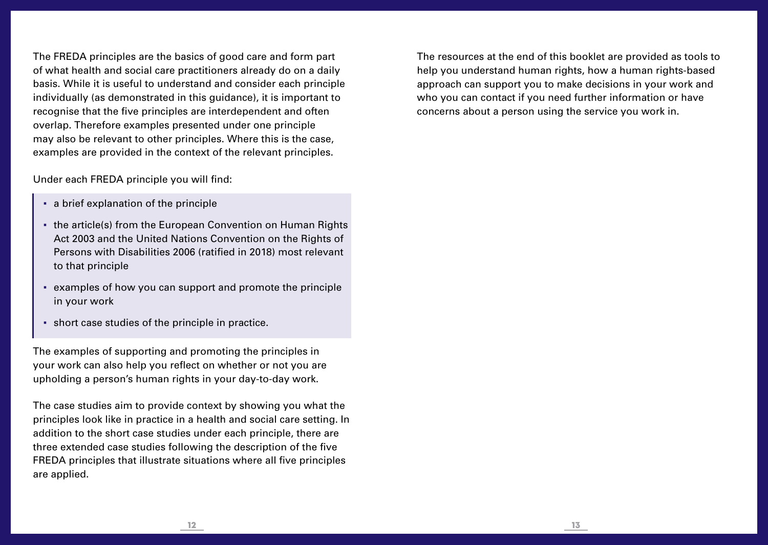The FREDA principles are the basics of good care and form part of what health and social care practitioners already do on a daily basis. While it is useful to understand and consider each principle individually (as demonstrated in this guidance), it is important to recognise that the five principles are interdependent and often overlap. Therefore examples presented under one principle may also be relevant to other principles. Where this is the case, examples are provided in the context of the relevant principles.

Under each FREDA principle you will find:

- a brief explanation of the principle
- the article(s) from the European Convention on Human Rights Act 2003 and the United Nations Convention on the Rights of Persons with Disabilities 2006 (ratified in 2018) most relevant to that principle
- examples of how you can support and promote the principle in your work
- short case studies of the principle in practice.

The examples of supporting and promoting the principles in your work can also help you reflect on whether or not you are upholding a person's human rights in your day-to-day work.

The case studies aim to provide context by showing you what the principles look like in practice in a health and social care setting. In addition to the short case studies under each principle, there are three extended case studies following the description of the five FREDA principles that illustrate situations where all five principles are applied.

The resources at the end of this booklet are provided as tools to help you understand human rights, how a human rights-based approach can support you to make decisions in your work and who you can contact if you need further information or have concerns about a person using the service you work in.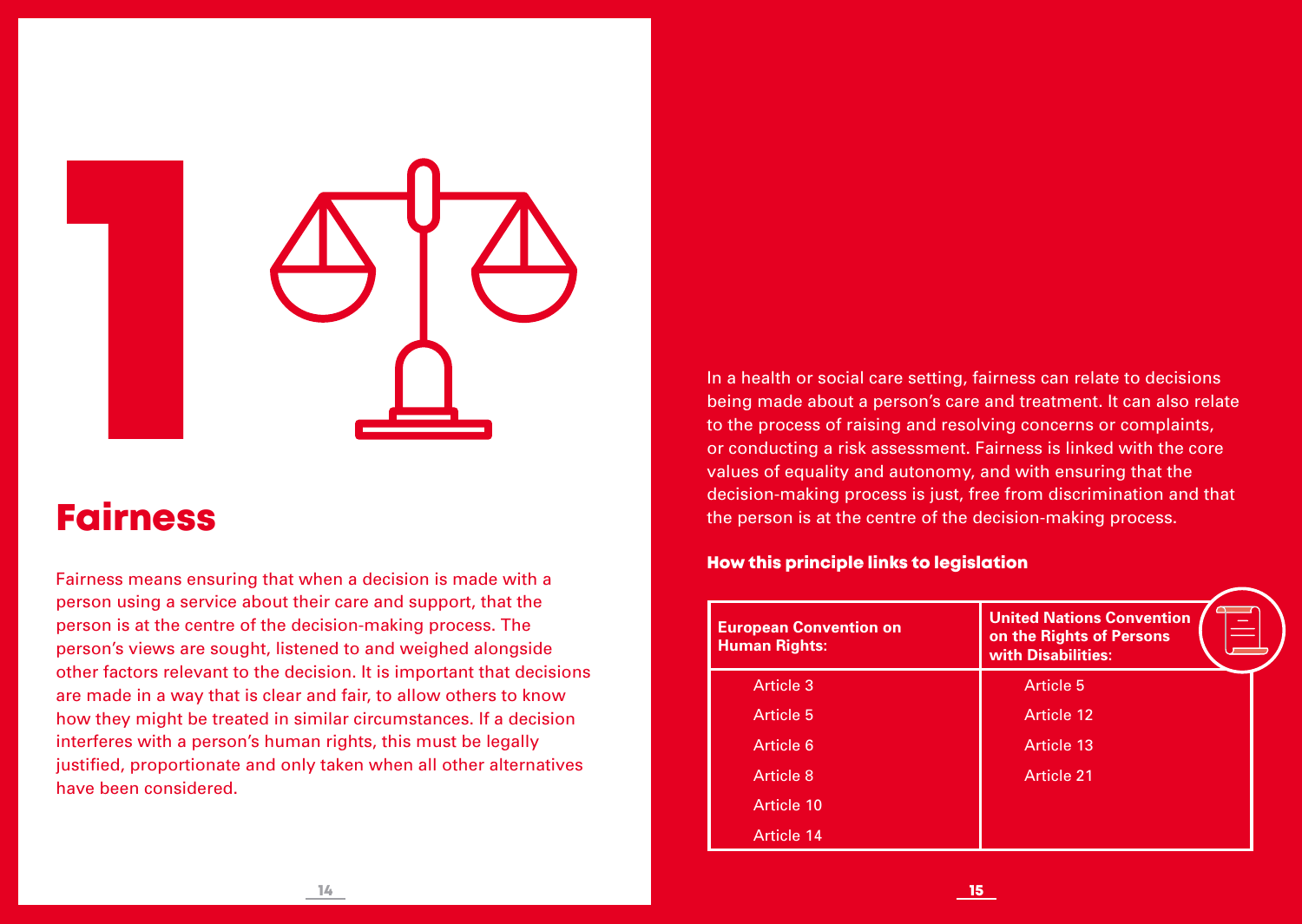# 1

## Fairness

Fairness means ensuring that when a decision is made with a person using a service about their care and support, that the person is at the centre of the decision-making process. The person's views are sought, listened to and weighed alongside other factors relevant to the decision. It is important that decisions are made in a way that is clear and fair, to allow others to know how they might be treated in similar circumstances. If a decision interferes with a person's human rights, this must be legally justified, proportionate and only taken when all other alternatives have been considered.

In a health or social care setting, fairness can relate to decisions being made about a person's care and treatment. It can also relate to the process of raising and resolving concerns or complaints, or conducting a risk assessment. Fairness is linked with the core values of equality and autonomy, and with ensuring that the decision-making process is just, free from discrimination and that the person is at the centre of the decision-making process.

### How this principle links to legislation

| European Convention on Human Rights: | United Nations Convention on the Rights of Persons with Disabilities: |
|---|---|
| Article 3 | Article 5 |
| Article 5 | Article 12 |
| Article 6 | Article 13 |
| Article 8 | Article 21 |
| Article 10 | |
| Article 14 | |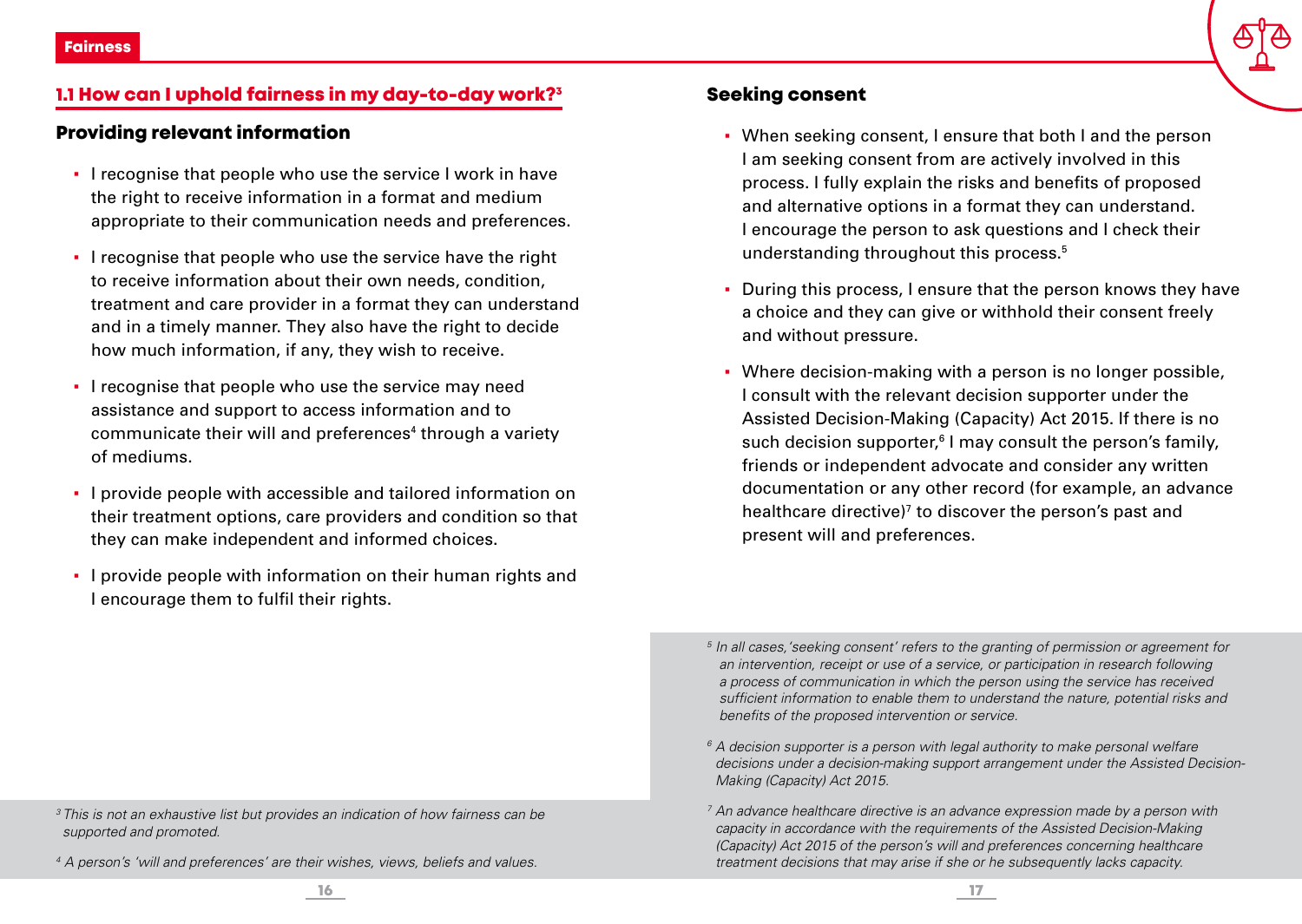## 1.1 How can I uphold fairness in my day-to-day work?[3]

### Providing relevant information

- I recognise that people who use the service I work in have the right to receive information in a format and medium appropriate to their communication needs and preferences.
- I recognise that people who use the service have the right to receive information about their own needs, condition, treatment and care provider in a format they can understand and in a timely manner. They also have the right to decide how much information, if any, they wish to receive.
- I recognise that people who use the service may need assistance and support to access information and to communicate their will and preferences[4] through a variety of mediums.
- I provide people with accessible and tailored information on their treatment options, care providers and condition so that they can make independent and informed choices.
- I provide people with information on their human rights and I encourage them to fulfil their rights.

### Seeking consent

- When seeking consent, I ensure that both I and the person I am seeking consent from are actively involved in this process. I fully explain the risks and benefits of proposed and alternative options in a format they can understand. I encourage the person to ask questions and I check their understanding throughout this process.[5]
- During this process, I ensure that the person knows they have a choice and they can give or withhold their consent freely and without pressure.
- Where decision-making with a person is no longer possible, I consult with the relevant decision supporter under the Assisted Decision-Making (Capacity) Act 2015. If there is no such decision supporter,[6] I may consult the person's family, friends or independent advocate and consider any written documentation or any other record (for example, an advance healthcare directive)[7] to discover the person's past and present will and preferences.

---

[3] *This is not an exhaustive list but provides an indication of how fairness can be supported and promoted.*

[4] *A person's 'will and preferences' are their wishes, views, beliefs and values.*

[5] *In all cases, 'seeking consent' refers to the granting of permission or agreement for an intervention, receipt or use of a service, or participation in research following a process of communication in which the person using the service has received sufficient information to enable them to understand the nature, potential risks and benefits of the proposed intervention or service.*

[6] *A decision supporter is a person with legal authority to make personal welfare decisions under a decision-making support arrangement under the Assisted Decision-Making (Capacity) Act 2015.*

[7] *An advance healthcare directive is an advance expression made by a person with capacity in accordance with the requirements of the Assisted Decision-Making (Capacity) Act 2015 of the person's will and preferences concerning healthcare treatment decisions that may arise if she or he subsequently lacks capacity.*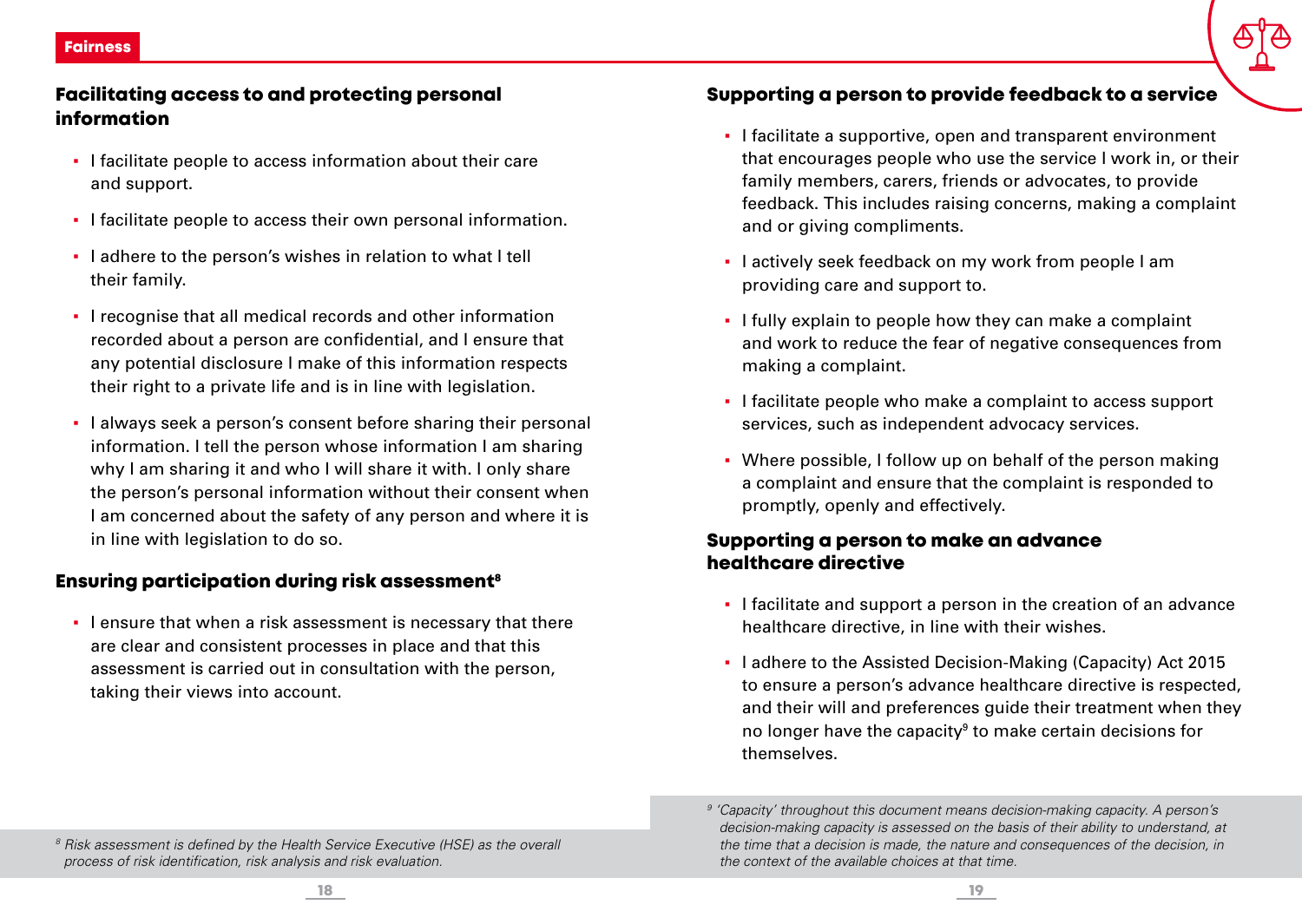## Facilitating access to and protecting personal information

- I facilitate people to access information about their care and support.
- I facilitate people to access their own personal information.
- I adhere to the person's wishes in relation to what I tell their family.
- I recognise that all medical records and other information recorded about a person are confidential, and I ensure that any potential disclosure I make of this information respects their right to a private life and is in line with legislation.
- I always seek a person's consent before sharing their personal information. I tell the person whose information I am sharing why I am sharing it and who I will share it with. I only share the person's personal information without their consent when I am concerned about the safety of any person and where it is in line with legislation to do so.

## Ensuring participation during risk assessment[8]

- I ensure that when a risk assessment is necessary that there are clear and consistent processes in place and that this assessment is carried out in consultation with the person, taking their views into account.

## Supporting a person to provide feedback to a service

- I facilitate a supportive, open and transparent environment that encourages people who use the service I work in, or their family members, carers, friends or advocates, to provide feedback. This includes raising concerns, making a complaint and or giving compliments.
- I actively seek feedback on my work from people I am providing care and support to.
- I fully explain to people how they can make a complaint and work to reduce the fear of negative consequences from making a complaint.
- I facilitate people who make a complaint to access support services, such as independent advocacy services.
- Where possible, I follow up on behalf of the person making a complaint and ensure that the complaint is responded to promptly, openly and effectively.

## Supporting a person to make an advance healthcare directive

- I facilitate and support a person in the creation of an advance healthcare directive, in line with their wishes.
- I adhere to the Assisted Decision-Making (Capacity) Act 2015 to ensure a person's advance healthcare directive is respected, and their will and preferences guide their treatment when they no longer have the capacity[9] to make certain decisions for themselves.

---

*[8] Risk assessment is defined by the Health Service Executive (HSE) as the overall process of risk identification, risk analysis and risk evaluation.*

*[9] 'Capacity' throughout this document means decision-making capacity. A person's decision-making capacity is assessed on the basis of their ability to understand, at the time that a decision is made, the nature and consequences of the decision, in the context of the available choices at that time.*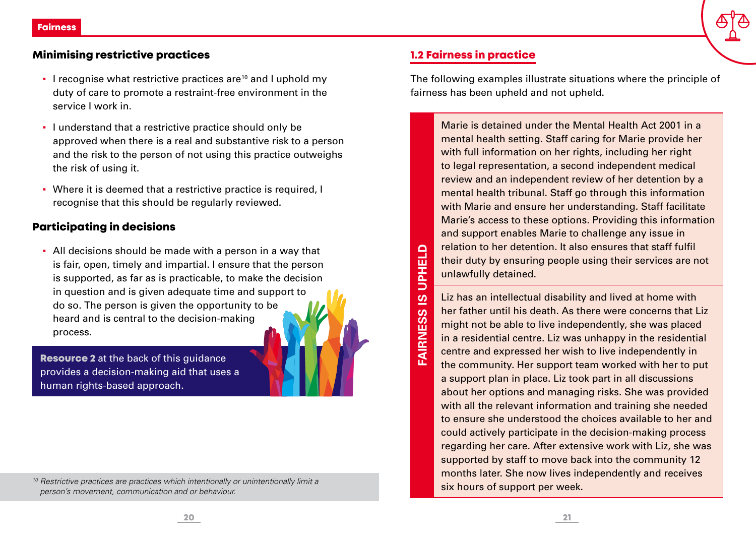## Minimising restrictive practices

- I recognise what restrictive practices are[10] and I uphold my duty of care to promote a restraint-free environment in the service I work in.
- I understand that a restrictive practice should only be approved when there is a real and substantive risk to a person and the risk to the person of not using this practice outweighs the risk of using it.
- Where it is deemed that a restrictive practice is required, I recognise that this should be regularly reviewed.

## Participating in decisions

- All decisions should be made with a person in a way that is fair, open, timely and impartial. I ensure that the person is supported, as far as is practicable, to make the decision in question and is given adequate time and support to do so. The person is given the opportunity to be heard and is central to the decision-making process.

**Resource 2** at the back of this guidance provides a decision-making aid that uses a human rights-based approach.

[10] *Restrictive practices are practices which intentionally or unintentionally limit a person's movement, communication and or behaviour.*

## 1.2 Fairness in practice

The following examples illustrate situations where the principle of fairness has been upheld and not upheld.

**FAIRNESS IS UPHELD**

Marie is detained under the Mental Health Act 2001 in a mental health setting. Staff caring for Marie provide her with full information on her rights, including her right to legal representation, a second independent medical review and an independent review of her detention by a mental health tribunal. Staff go through this information with Marie and ensure her understanding. Staff facilitate Marie's access to these options. Providing this information and support enables Marie to challenge any issue in relation to her detention. It also ensures that staff fulfil their duty by ensuring people using their services are not unlawfully detained.

Liz has an intellectual disability and lived at home with her father until his death. As there were concerns that Liz might not be able to live independently, she was placed in a residential centre. Liz was unhappy in the residential centre and expressed her wish to live independently in the community. Her support team worked with her to put a support plan in place. Liz took part in all discussions about her options and managing risks. She was provided with all the relevant information and training she needed to ensure she understood the choices available to her and could actively participate in the decision-making process regarding her care. After extensive work with Liz, she was supported by staff to move back into the community 12 months later. She now lives independently and receives six hours of support per week.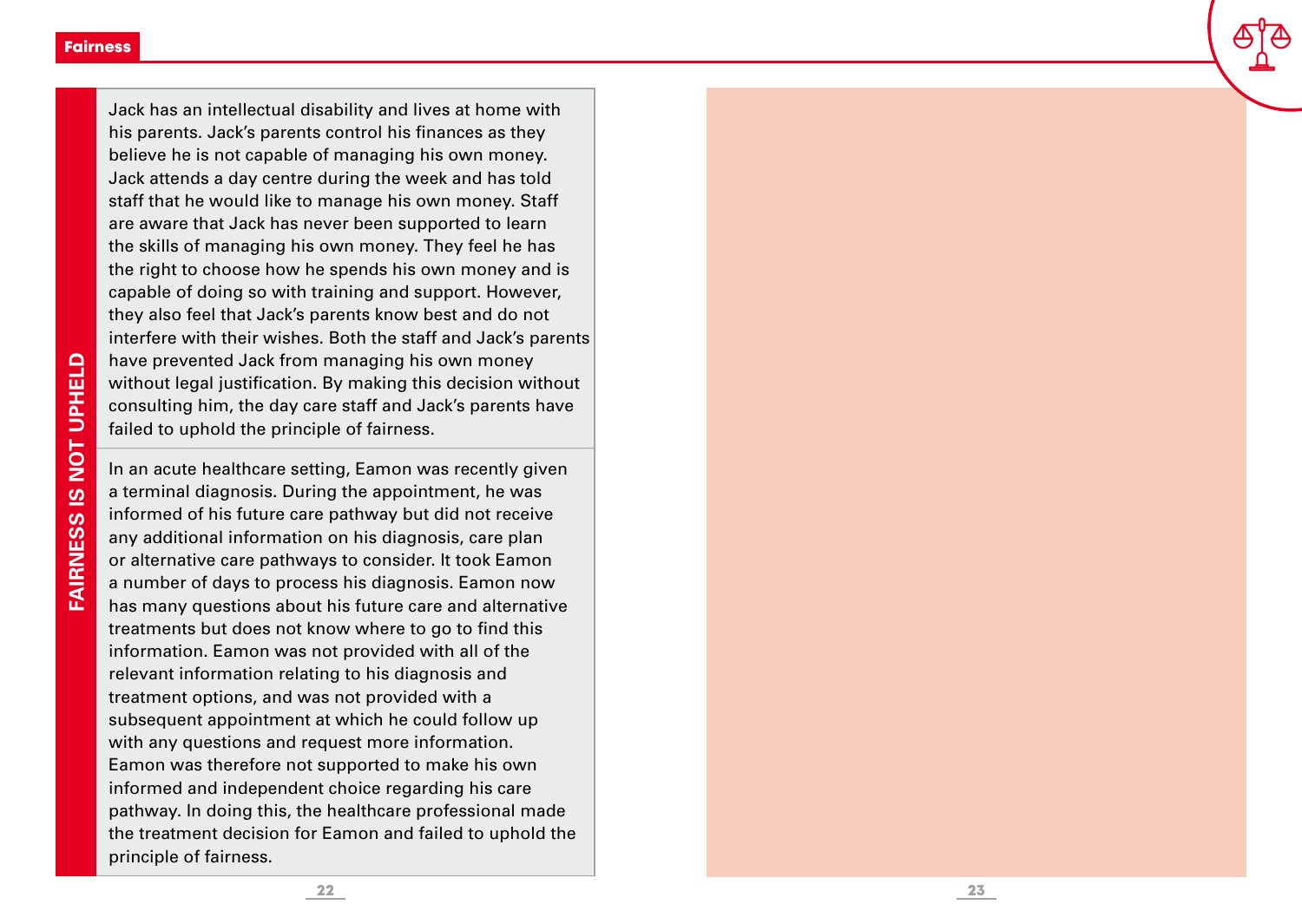## FAIRNESS IS NOT UPHELD

Jack has an intellectual disability and lives at home with his parents. Jack's parents control his finances as they believe he is not capable of managing his own money. Jack attends a day centre during the week and has told staff that he would like to manage his own money. Staff are aware that Jack has never been supported to learn the skills of managing his own money. They feel he has the right to choose how he spends his own money and is capable of doing so with training and support. However, they also feel that Jack's parents know best and do not interfere with their wishes. Both the staff and Jack's parents have prevented Jack from managing his own money without legal justification. By making this decision without consulting him, the day care staff and Jack's parents have failed to uphold the principle of fairness.

In an acute healthcare setting, Eamon was recently given a terminal diagnosis. During the appointment, he was informed of his future care pathway but did not receive any additional information on his diagnosis, care plan or alternative care pathways to consider. It took Eamon a number of days to process his diagnosis. Eamon now has many questions about his future care and alternative treatments but does not know where to go to find this information. Eamon was not provided with all of the relevant information relating to his diagnosis and treatment options, and was not provided with a subsequent appointment at which he could follow up with any questions and request more information. Eamon was therefore not supported to make his own informed and independent choice regarding his care pathway. In doing this, the healthcare professional made the treatment decision for Eamon and failed to uphold the principle of fairness.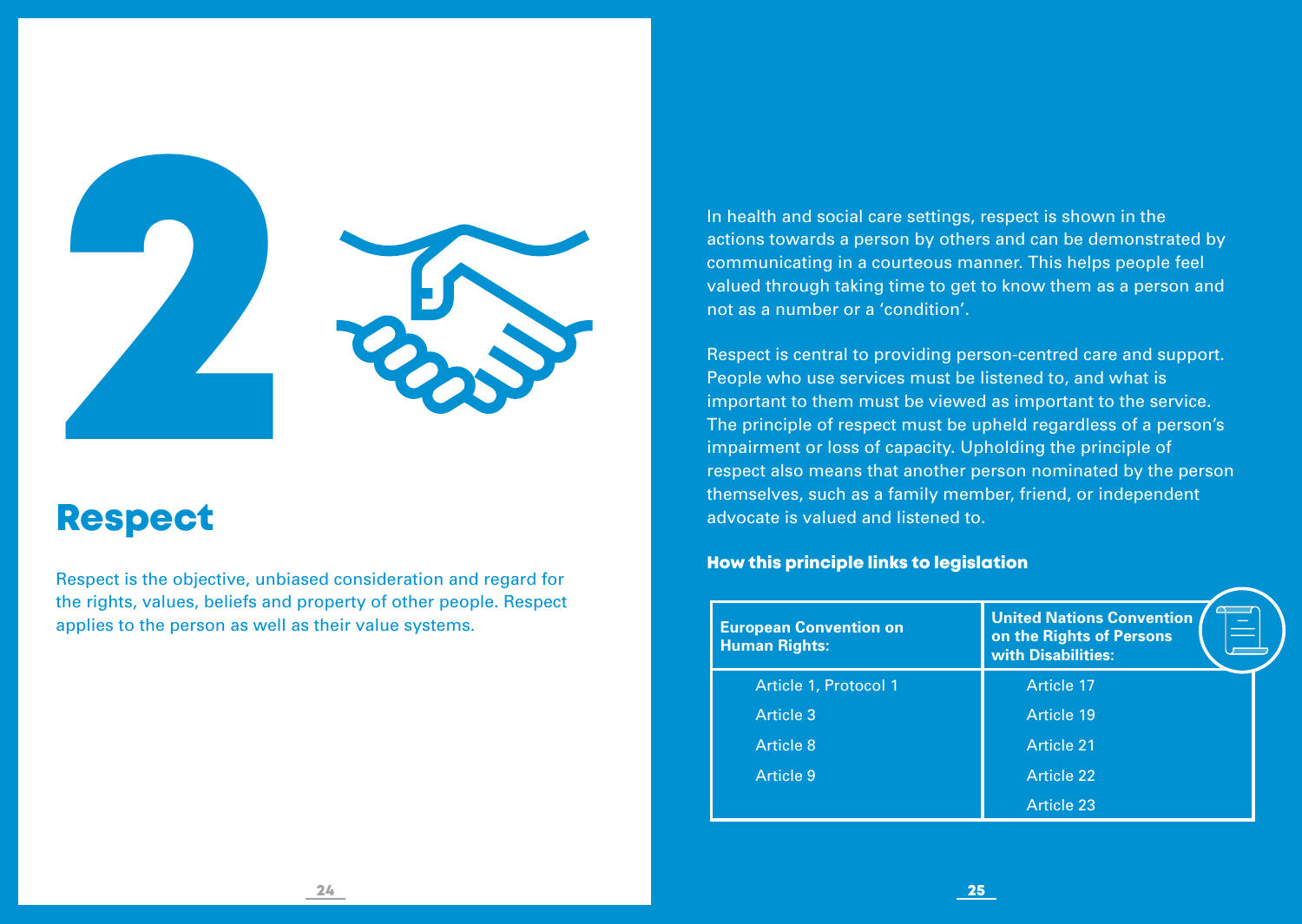# 2

## Respect

Respect is the objective, unbiased consideration and regard for the rights, values, beliefs and property of other people. Respect applies to the person as well as their value systems.

In health and social care settings, respect is shown in the actions towards a person by others and can be demonstrated by communicating in a courteous manner. This helps people feel valued through taking time to get to know them as a person and not as a number or a 'condition'.

Respect is central to providing person-centred care and support. People who use services must be listened to, and what is important to them must be viewed as important to the service. The principle of respect must be upheld regardless of a person's impairment or loss of capacity. Upholding the principle of respect also means that another person nominated by the person themselves, such as a family member, friend, or independent advocate is valued and listened to.

### How this principle links to legislation

| European Convention on Human Rights: | United Nations Convention on the Rights of Persons with Disabilities: |
| --- | --- |
| Article 1, Protocol 1 | Article 17 |
| Article 3 | Article 19 |
| Article 8 | Article 21 |
| Article 9 | Article 22 |
| | Article 23 |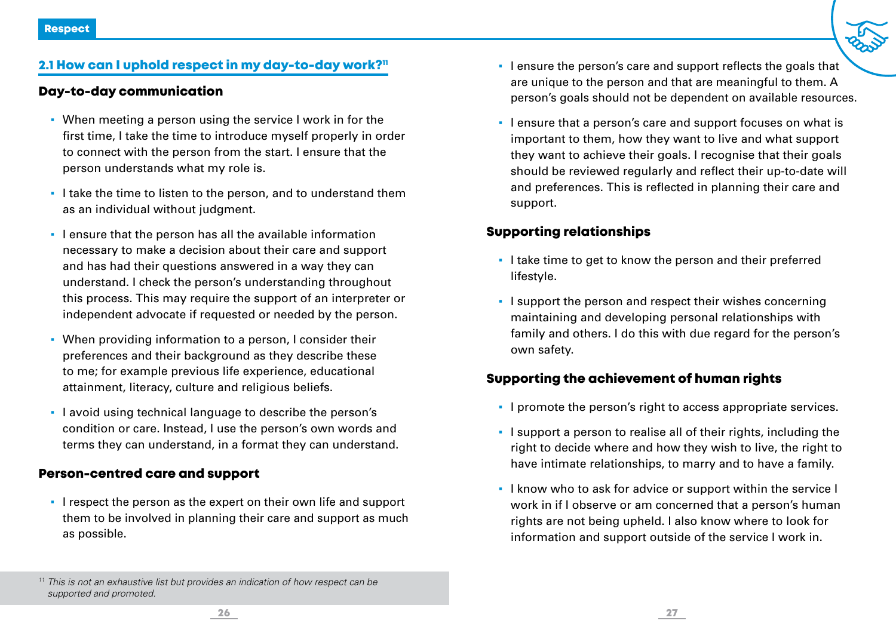## 2.1 How can I uphold respect in my day-to-day work?[11]

### Day-to-day communication

- When meeting a person using the service I work in for the first time, I take the time to introduce myself properly in order to connect with the person from the start. I ensure that the person understands what my role is.
- I take the time to listen to the person, and to understand them as an individual without judgment.
- I ensure that the person has all the available information necessary to make a decision about their care and support and has had their questions answered in a way they can understand. I check the person's understanding throughout this process. This may require the support of an interpreter or independent advocate if requested or needed by the person.
- When providing information to a person, I consider their preferences and their background as they describe these to me; for example previous life experience, educational attainment, literacy, culture and religious beliefs.
- I avoid using technical language to describe the person's condition or care. Instead, I use the person's own words and terms they can understand, in a format they can understand.

### Person-centred care and support

- I respect the person as the expert on their own life and support them to be involved in planning their care and support as much as possible.
- I ensure the person's care and support reflects the goals that are unique to the person and that are meaningful to them. A person's goals should not be dependent on available resources.
- I ensure that a person's care and support focuses on what is important to them, how they want to live and what support they want to achieve their goals. I recognise that their goals should be reviewed regularly and reflect their up-to-date will and preferences. This is reflected in planning their care and support.

### Supporting relationships

- I take time to get to know the person and their preferred lifestyle.
- I support the person and respect their wishes concerning maintaining and developing personal relationships with family and others. I do this with due regard for the person's own safety.

### Supporting the achievement of human rights

- I promote the person's right to access appropriate services.
- I support a person to realise all of their rights, including the right to decide where and how they wish to live, the right to have intimate relationships, to marry and to have a family.
- I know who to ask for advice or support within the service I work in if I observe or am concerned that a person's human rights are not being upheld. I also know where to look for information and support outside of the service I work in.

*[11] This is not an exhaustive list but provides an indication of how respect can be supported and promoted.*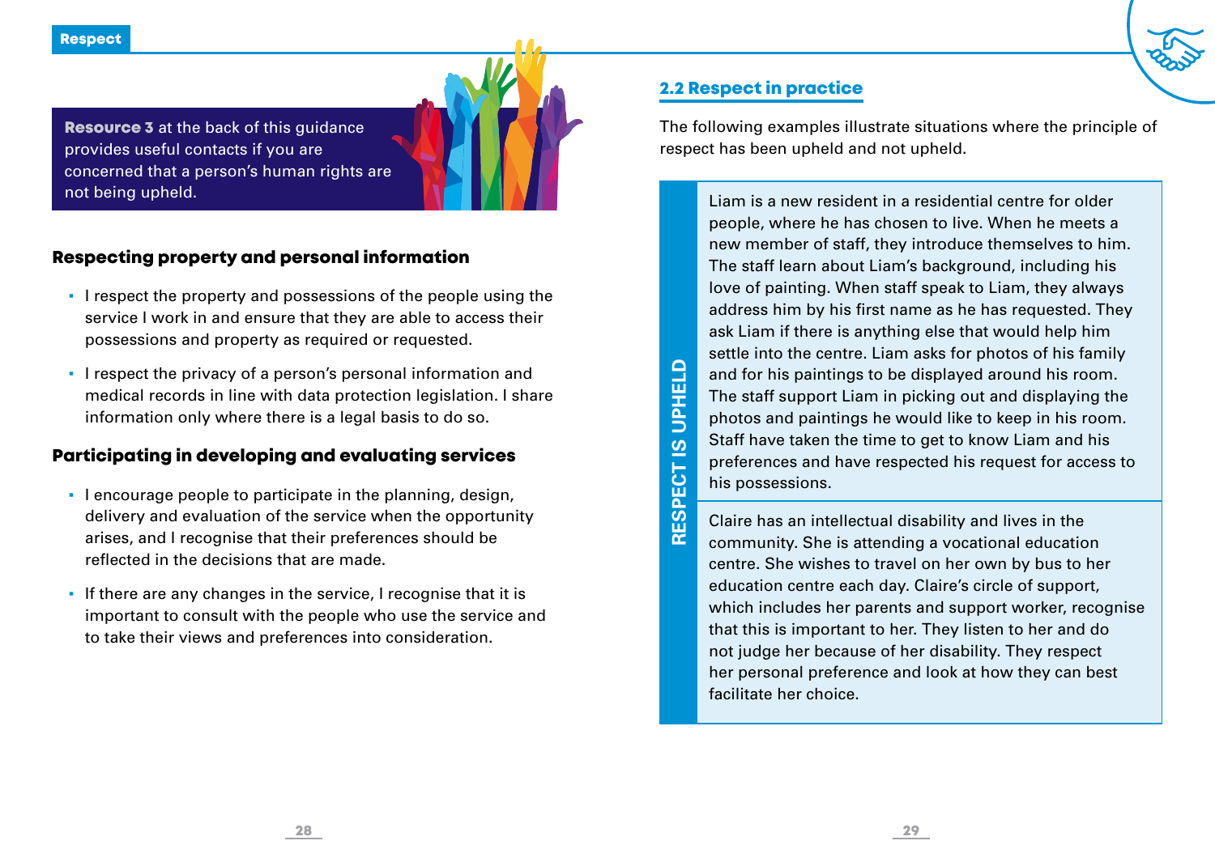**Resource 3** at the back of this guidance provides useful contacts if you are concerned that a person's human rights are not being upheld.

### Respecting property and personal information

- I respect the property and possessions of the people using the service I work in and ensure that they are able to access their possessions and property as required or requested.
- I respect the privacy of a person's personal information and medical records in line with data protection legislation. I share information only where there is a legal basis to do so.

### Participating in developing and evaluating services

- I encourage people to participate in the planning, design, delivery and evaluation of the service when the opportunity arises, and I recognise that their preferences should be reflected in the decisions that are made.
- If there are any changes in the service, I recognise that it is important to consult with the people who use the service and to take their views and preferences into consideration.

## 2.2 Respect in practice

The following examples illustrate situations where the principle of respect has been upheld and not upheld.

**RESPECT IS UPHELD**

Liam is a new resident in a residential centre for older people, where he has chosen to live. When he meets a new member of staff, they introduce themselves to him. The staff learn about Liam's background, including his love of painting. When staff speak to Liam, they always address him by his first name as he has requested. They ask Liam if there is anything else that would help him settle into the centre. Liam asks for photos of his family and for his paintings to be displayed around his room. The staff support Liam in picking out and displaying the photos and paintings he would like to keep in his room. Staff have taken the time to get to know Liam and his preferences and have respected his request for access to his possessions.

Claire has an intellectual disability and lives in the community. She is attending a vocational education centre. She wishes to travel on her own by bus to her education centre each day. Claire's circle of support, which includes her parents and support worker, recognise that this is important to her. They listen to her and do not judge her because of her disability. They respect her personal preference and look at how they can best facilitate her choice.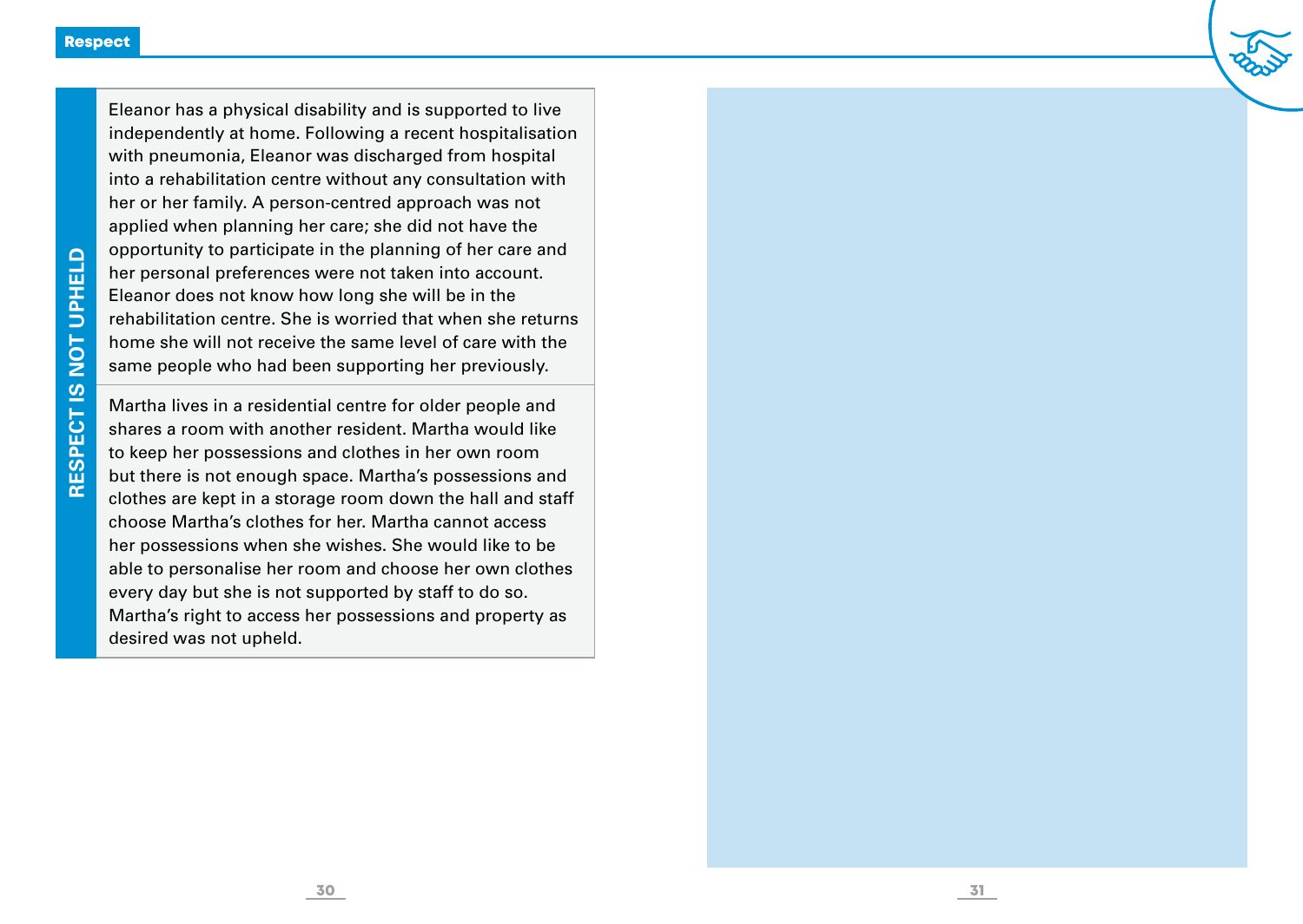**RESPECT IS NOT UPHELD**

Eleanor has a physical disability and is supported to live independently at home. Following a recent hospitalisation with pneumonia, Eleanor was discharged from hospital into a rehabilitation centre without any consultation with her or her family. A person-centred approach was not applied when planning her care; she did not have the opportunity to participate in the planning of her care and her personal preferences were not taken into account. Eleanor does not know how long she will be in the rehabilitation centre. She is worried that when she returns home she will not receive the same level of care with the same people who had been supporting her previously.

Martha lives in a residential centre for older people and shares a room with another resident. Martha would like to keep her possessions and clothes in her own room but there is not enough space. Martha's possessions and clothes are kept in a storage room down the hall and staff choose Martha's clothes for her. Martha cannot access her possessions when she wishes. She would like to be able to personalise her room and choose her own clothes every day but she is not supported by staff to do so. Martha's right to access her possessions and property as desired was not upheld.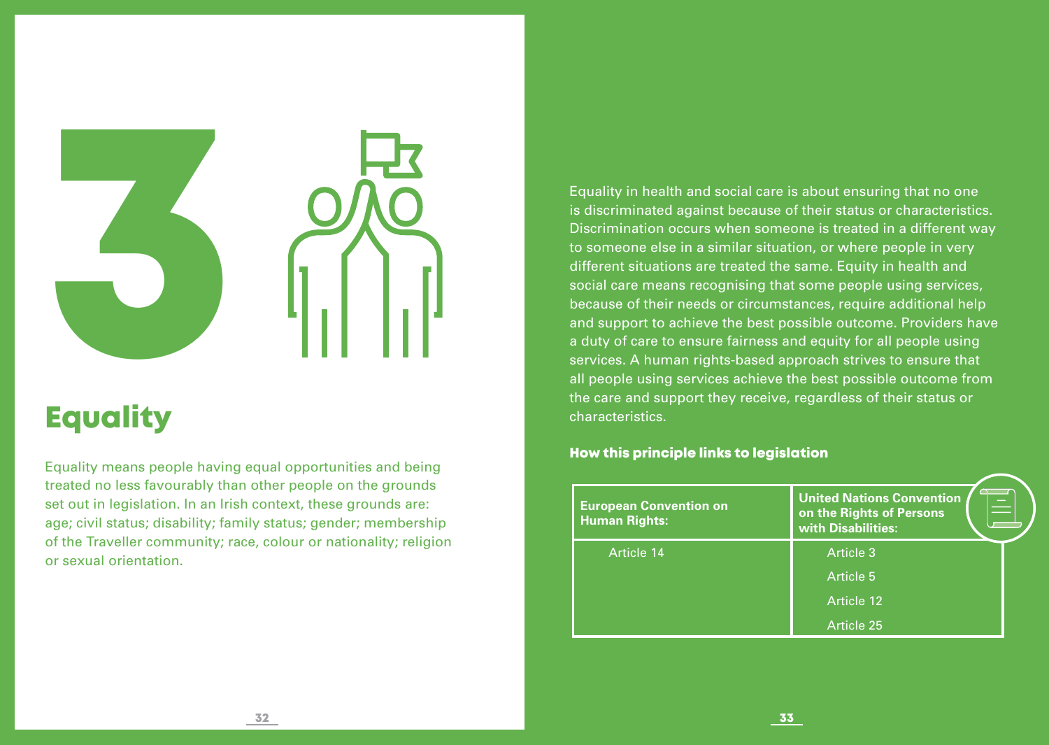# 3 Equality

Equality means people having equal opportunities and being treated no less favourably than other people on the grounds set out in legislation. In an Irish context, these grounds are: age; civil status; disability; family status; gender; membership of the Traveller community; race, colour or nationality; religion or sexual orientation.

Equality in health and social care is about ensuring that no one is discriminated against because of their status or characteristics. Discrimination occurs when someone is treated in a different way to someone else in a similar situation, or where people in very different situations are treated the same. Equity in health and social care means recognising that some people using services, because of their needs or circumstances, require additional help and support to achieve the best possible outcome. Providers have a duty of care to ensure fairness and equity for all people using services. A human rights-based approach strives to ensure that all people using services achieve the best possible outcome from the care and support they receive, regardless of their status or characteristics.

### How this principle links to legislation

| European Convention on Human Rights: | United Nations Convention on the Rights of Persons with Disabilities: |
|---|---|
| Article 14 | Article 3 |
| | Article 5 |
| | Article 12 |
| | Article 25 |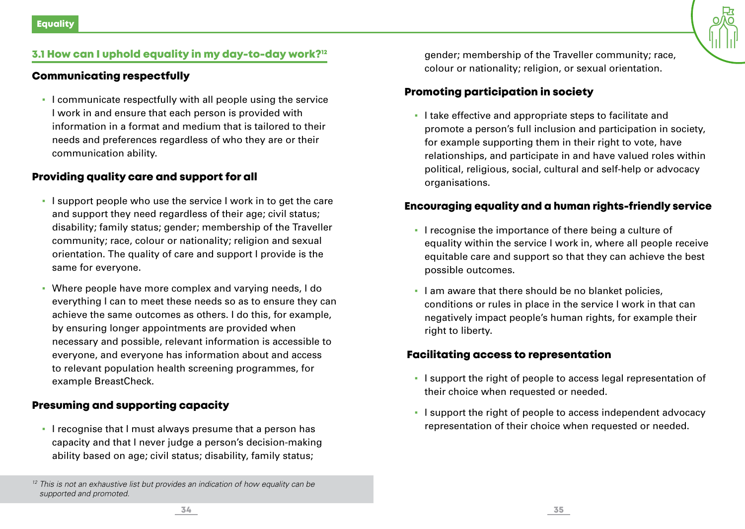## 3.1 How can I uphold equality in my day-to-day work?[12]

### Communicating respectfully

- I communicate respectfully with all people using the service I work in and ensure that each person is provided with information in a format and medium that is tailored to their needs and preferences regardless of who they are or their communication ability.

### Providing quality care and support for all

- I support people who use the service I work in to get the care and support they need regardless of their age; civil status; disability; family status; gender; membership of the Traveller community; race, colour or nationality; religion and sexual orientation. The quality of care and support I provide is the same for everyone.
- Where people have more complex and varying needs, I do everything I can to meet these needs so as to ensure they can achieve the same outcomes as others. I do this, for example, by ensuring longer appointments are provided when necessary and possible, relevant information is accessible to everyone, and everyone has information about and access to relevant population health screening programmes, for example BreastCheck.

### Presuming and supporting capacity

- I recognise that I must always presume that a person has capacity and that I never judge a person's decision-making ability based on age; civil status; disability, family status; gender; membership of the Traveller community; race, colour or nationality; religion, or sexual orientation.

### Promoting participation in society

- I take effective and appropriate steps to facilitate and promote a person's full inclusion and participation in society, for example supporting them in their right to vote, have relationships, and participate in and have valued roles within political, religious, social, cultural and self-help or advocacy organisations.

### Encouraging equality and a human rights-friendly service

- I recognise the importance of there being a culture of equality within the service I work in, where all people receive equitable care and support so that they can achieve the best possible outcomes.
- I am aware that there should be no blanket policies, conditions or rules in place in the service I work in that can negatively impact people's human rights, for example their right to liberty.

### Facilitating access to representation

- I support the right of people to access legal representation of their choice when requested or needed.
- I support the right of people to access independent advocacy representation of their choice when requested or needed.

[12] *This is not an exhaustive list but provides an indication of how equality can be supported and promoted.*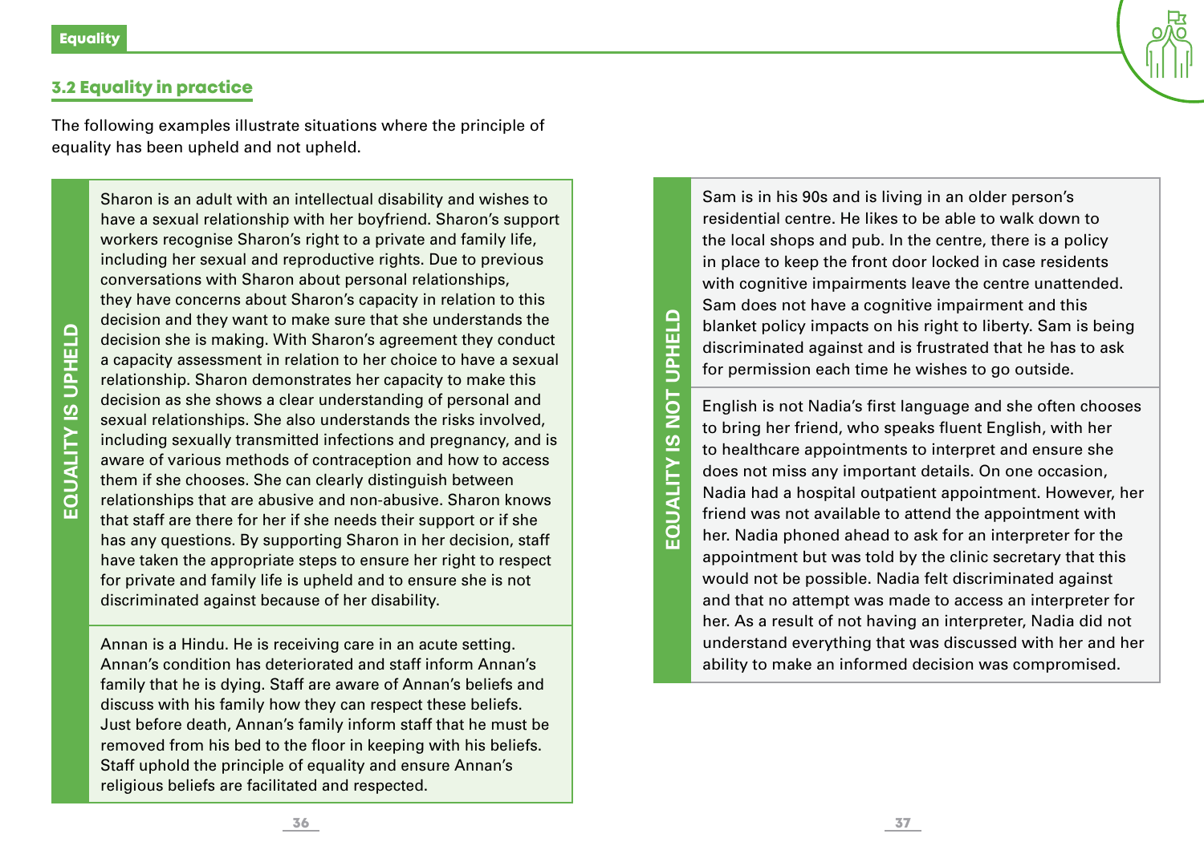## 3.2 Equality in practice

The following examples illustrate situations where the principle of equality has been upheld and not upheld.

### EQUALITY IS UPHELD

Sharon is an adult with an intellectual disability and wishes to have a sexual relationship with her boyfriend. Sharon's support workers recognise Sharon's right to a private and family life, including her sexual and reproductive rights. Due to previous conversations with Sharon about personal relationships, they have concerns about Sharon's capacity in relation to this decision and they want to make sure that she understands the decision she is making. With Sharon's agreement they conduct a capacity assessment in relation to her choice to have a sexual relationship. Sharon demonstrates her capacity to make this decision as she shows a clear understanding of personal and sexual relationships. She also understands the risks involved, including sexually transmitted infections and pregnancy, and is aware of various methods of contraception and how to access them if she chooses. She can clearly distinguish between relationships that are abusive and non-abusive. Sharon knows that staff are there for her if she needs their support or if she has any questions. By supporting Sharon in her decision, staff have taken the appropriate steps to ensure her right to respect for private and family life is upheld and to ensure she is not discriminated against because of her disability.

Annan is a Hindu. He is receiving care in an acute setting. Annan's condition has deteriorated and staff inform Annan's family that he is dying. Staff are aware of Annan's beliefs and discuss with his family how they can respect these beliefs. Just before death, Annan's family inform staff that he must be removed from his bed to the floor in keeping with his beliefs. Staff uphold the principle of equality and ensure Annan's religious beliefs are facilitated and respected.

### EQUALITY IS NOT UPHELD

Sam is in his 90s and is living in an older person's residential centre. He likes to be able to walk down to the local shops and pub. In the centre, there is a policy in place to keep the front door locked in case residents with cognitive impairments leave the centre unattended. Sam does not have a cognitive impairment and this blanket policy impacts on his right to liberty. Sam is being discriminated against and is frustrated that he has to ask for permission each time he wishes to go outside.

English is not Nadia's first language and she often chooses to bring her friend, who speaks fluent English, with her to healthcare appointments to interpret and ensure she does not miss any important details. On one occasion, Nadia had a hospital outpatient appointment. However, her friend was not available to attend the appointment with her. Nadia phoned ahead to ask for an interpreter for the appointment but was told by the clinic secretary that this would not be possible. Nadia felt discriminated against and that no attempt was made to access an interpreter for her. As a result of not having an interpreter, Nadia did not understand everything that was discussed with her and her ability to make an informed decision was compromised.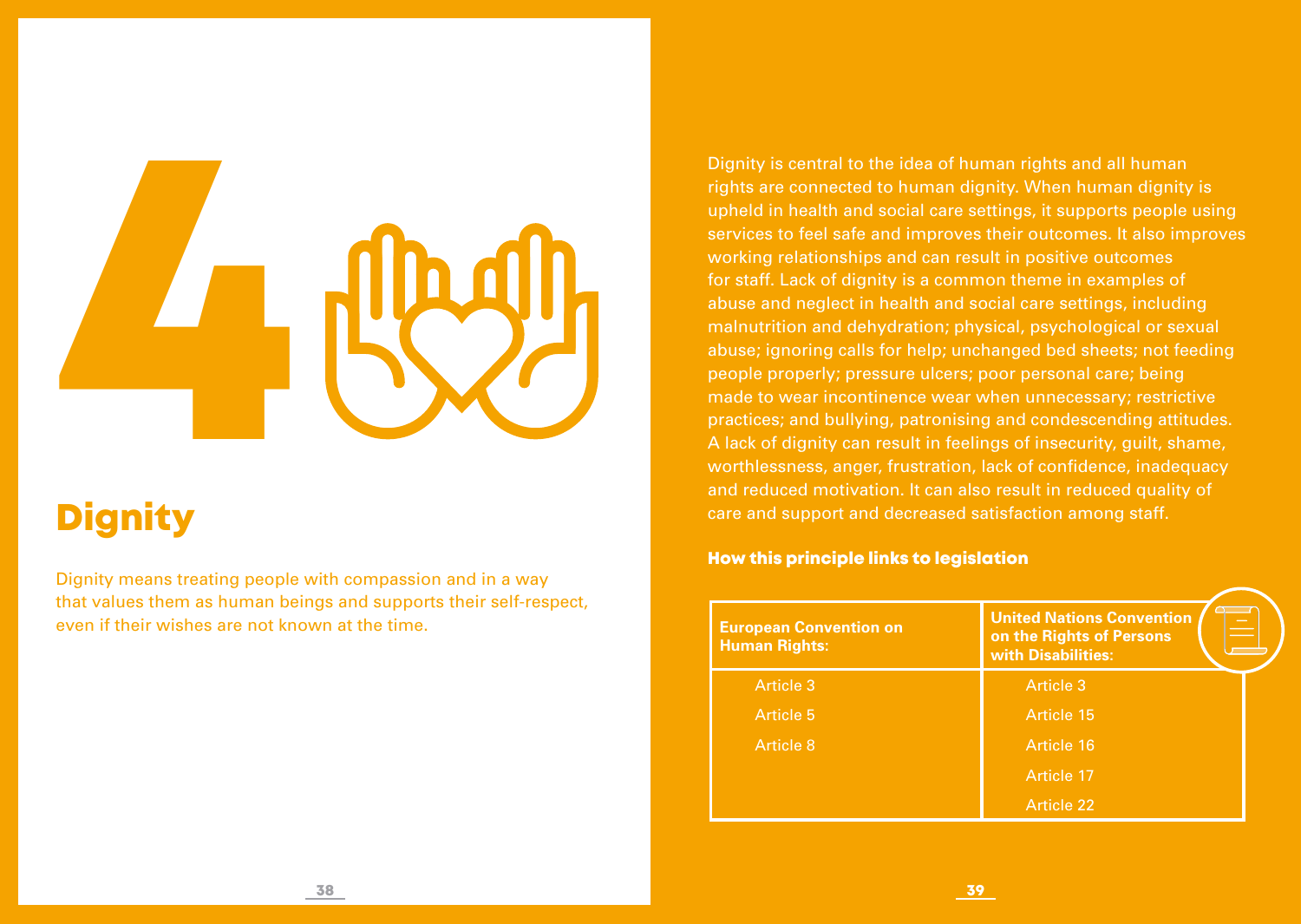# 4 Dignity

Dignity means treating people with compassion and in a way that values them as human beings and supports their self-respect, even if their wishes are not known at the time.

Dignity is central to the idea of human rights and all human rights are connected to human dignity. When human dignity is upheld in health and social care settings, it supports people using services to feel safe and improves their outcomes. It also improves working relationships and can result in positive outcomes for staff. Lack of dignity is a common theme in examples of abuse and neglect in health and social care settings, including malnutrition and dehydration; physical, psychological or sexual abuse; ignoring calls for help; unchanged bed sheets; not feeding people properly; pressure ulcers; poor personal care; being made to wear incontinence wear when unnecessary; restrictive practices; and bullying, patronising and condescending attitudes. A lack of dignity can result in feelings of insecurity, guilt, shame, worthlessness, anger, frustration, lack of confidence, inadequacy and reduced motivation. It can also result in reduced quality of care and support and decreased satisfaction among staff.

### How this principle links to legislation

| European Convention on Human Rights: | United Nations Convention on the Rights of Persons with Disabilities: |
|---|---|
| Article 3 | Article 3 |
| Article 5 | Article 15 |
| Article 8 | Article 16 |
| | Article 17 |
| | Article 22 |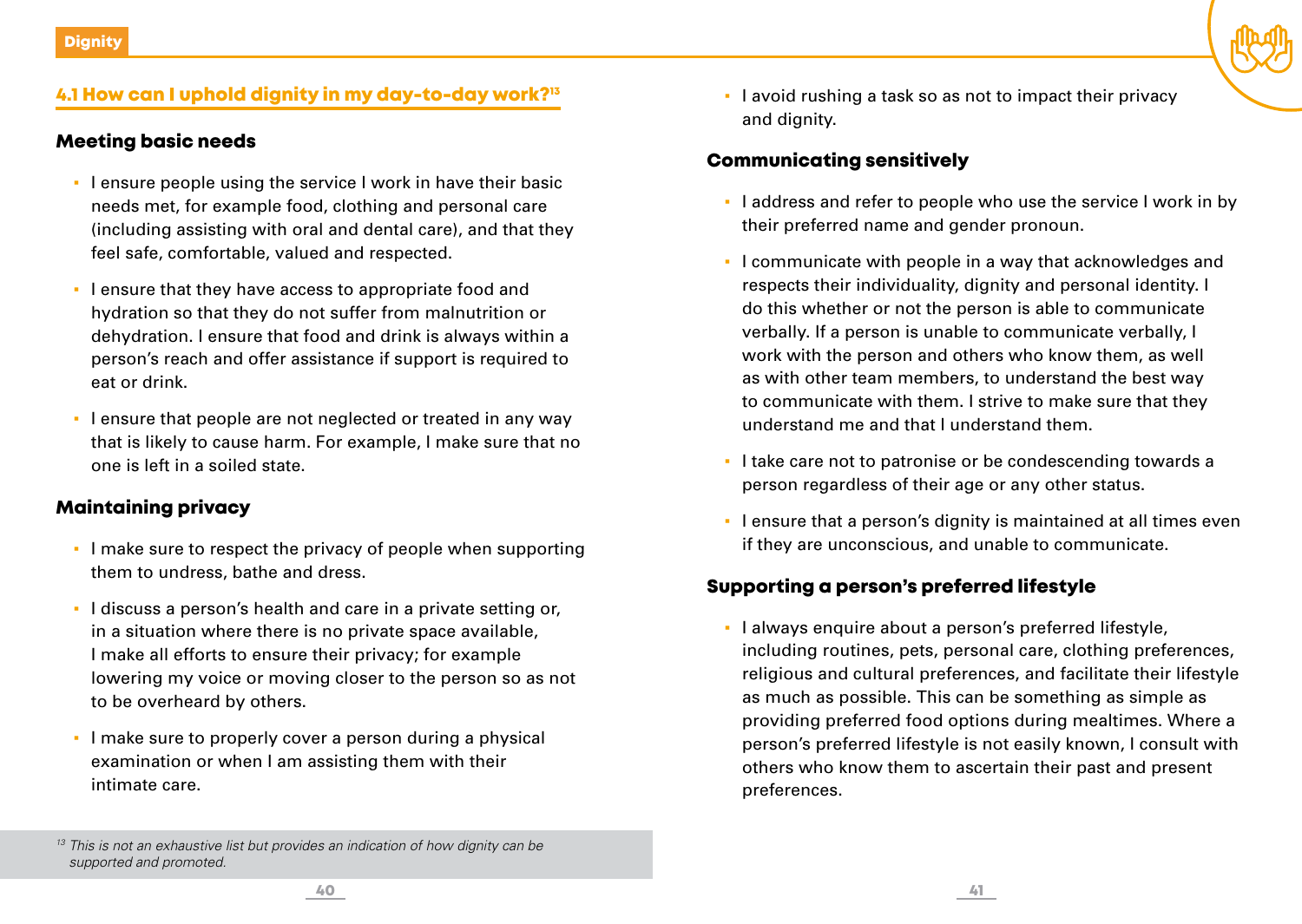## 4.1 How can I uphold dignity in my day-to-day work?[13]

### Meeting basic needs

- I ensure people using the service I work in have their basic needs met, for example food, clothing and personal care (including assisting with oral and dental care), and that they feel safe, comfortable, valued and respected.
- I ensure that they have access to appropriate food and hydration so that they do not suffer from malnutrition or dehydration. I ensure that food and drink is always within a person's reach and offer assistance if support is required to eat or drink.
- I ensure that people are not neglected or treated in any way that is likely to cause harm. For example, I make sure that no one is left in a soiled state.

### Maintaining privacy

- I make sure to respect the privacy of people when supporting them to undress, bathe and dress.
- I discuss a person's health and care in a private setting or, in a situation where there is no private space available, I make all efforts to ensure their privacy; for example lowering my voice or moving closer to the person so as not to be overheard by others.
- I make sure to properly cover a person during a physical examination or when I am assisting them with their intimate care.
- I avoid rushing a task so as not to impact their privacy and dignity.

### Communicating sensitively

- I address and refer to people who use the service I work in by their preferred name and gender pronoun.
- I communicate with people in a way that acknowledges and respects their individuality, dignity and personal identity. I do this whether or not the person is able to communicate verbally. If a person is unable to communicate verbally, I work with the person and others who know them, as well as with other team members, to understand the best way to communicate with them. I strive to make sure that they understand me and that I understand them.
- I take care not to patronise or be condescending towards a person regardless of their age or any other status.
- I ensure that a person's dignity is maintained at all times even if they are unconscious, and unable to communicate.

### Supporting a person's preferred lifestyle

- I always enquire about a person's preferred lifestyle, including routines, pets, personal care, clothing preferences, religious and cultural preferences, and facilitate their lifestyle as much as possible. This can be something as simple as providing preferred food options during mealtimes. Where a person's preferred lifestyle is not easily known, I consult with others who know them to ascertain their past and present preferences.

*[13] This is not an exhaustive list but provides an indication of how dignity can be supported and promoted.*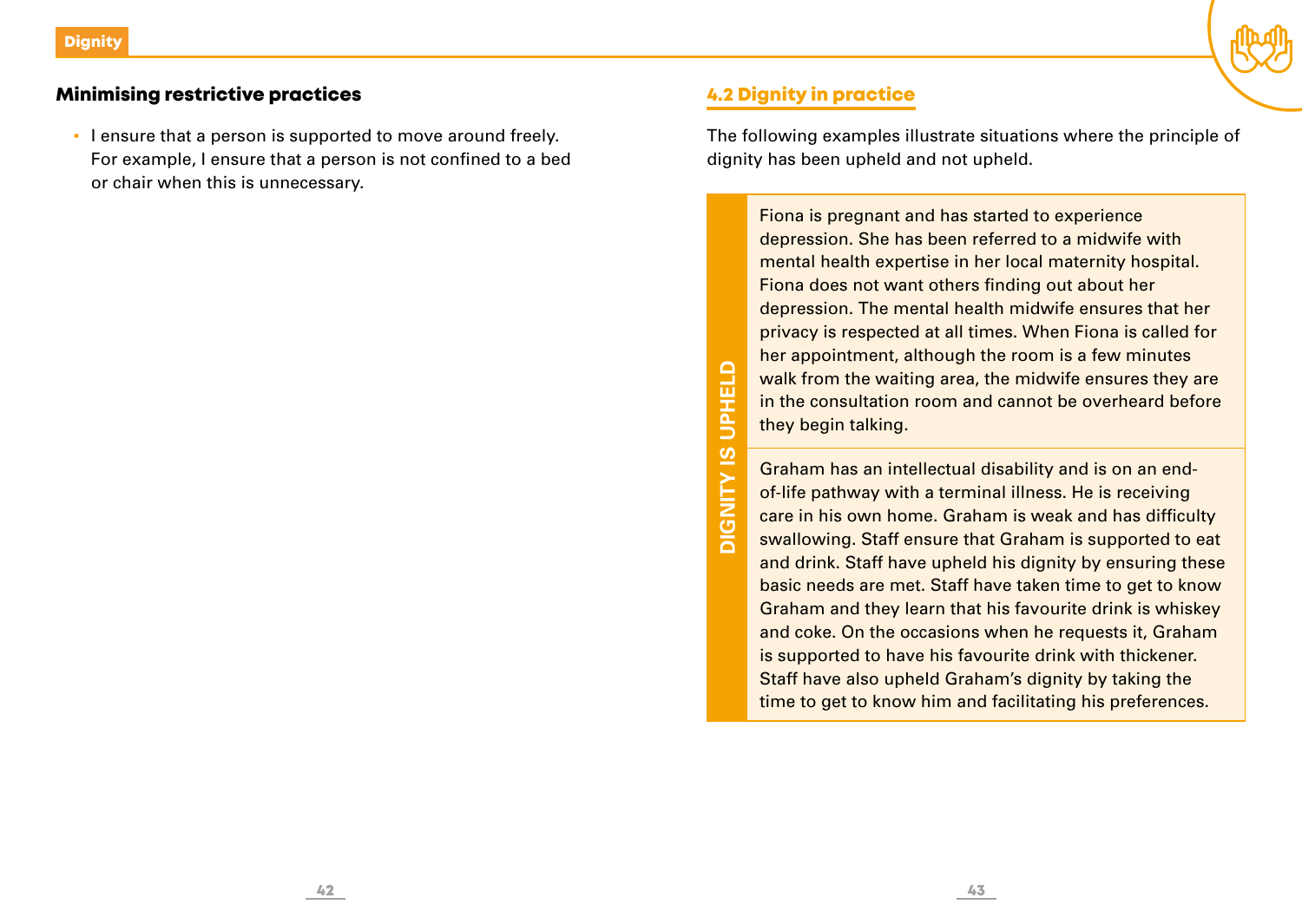### Minimising restrictive practices

- I ensure that a person is supported to move around freely. For example, I ensure that a person is not confined to a bed or chair when this is unnecessary.

## 4.2 Dignity in practice

The following examples illustrate situations where the principle of dignity has been upheld and not upheld.

**DIGNITY IS UPHELD**

Fiona is pregnant and has started to experience depression. She has been referred to a midwife with mental health expertise in her local maternity hospital. Fiona does not want others finding out about her depression. The mental health midwife ensures that her privacy is respected at all times. When Fiona is called for her appointment, although the room is a few minutes walk from the waiting area, the midwife ensures they are in the consultation room and cannot be overheard before they begin talking.

Graham has an intellectual disability and is on an end-of-life pathway with a terminal illness. He is receiving care in his own home. Graham is weak and has difficulty swallowing. Staff ensure that Graham is supported to eat and drink. Staff have upheld his dignity by ensuring these basic needs are met. Staff have taken time to get to know Graham and they learn that his favourite drink is whiskey and coke. On the occasions when he requests it, Graham is supported to have his favourite drink with thickener. Staff have also upheld Graham's dignity by taking the time to get to know him and facilitating his preferences.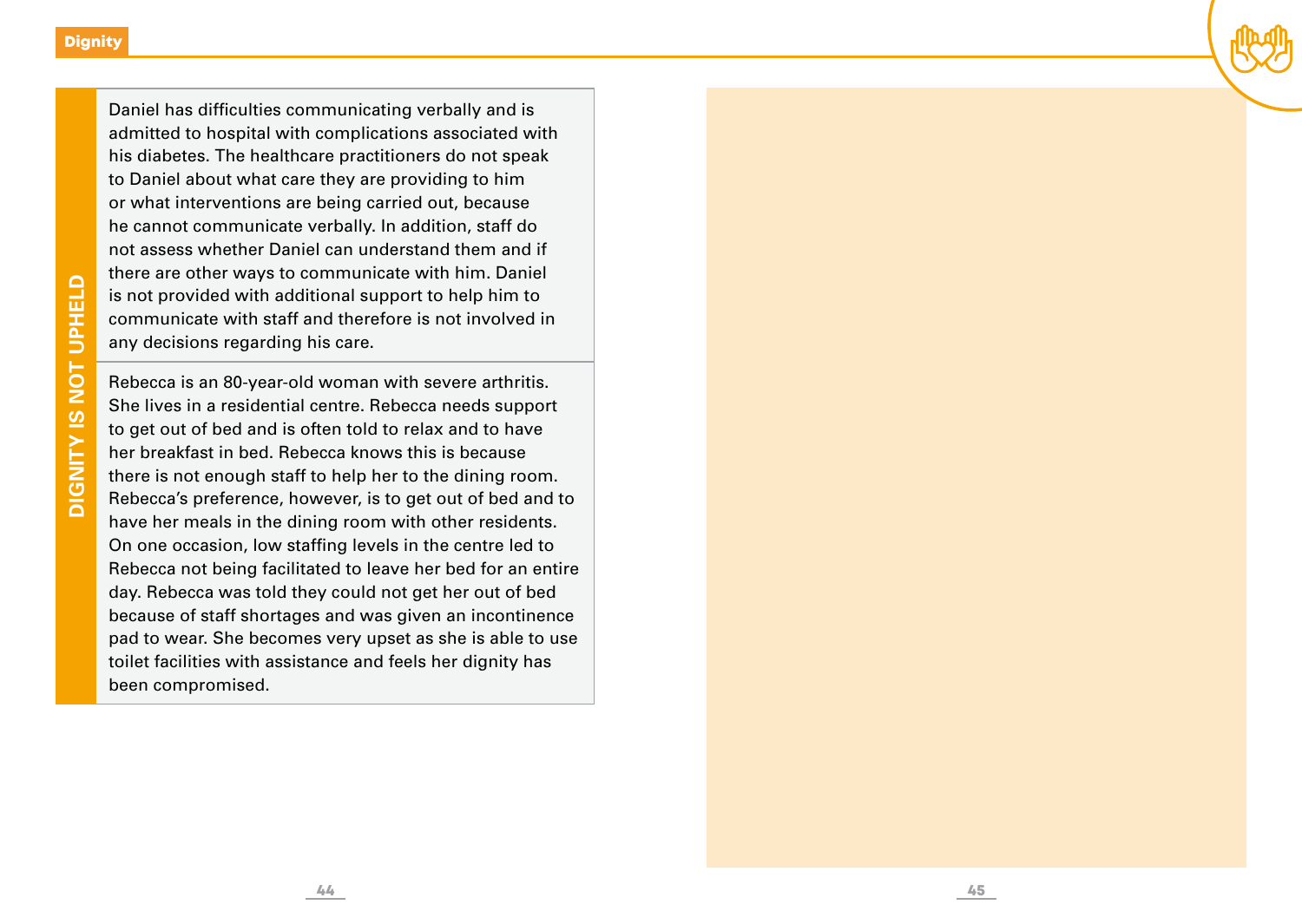## DIGNITY IS NOT UPHELD

Daniel has difficulties communicating verbally and is admitted to hospital with complications associated with his diabetes. The healthcare practitioners do not speak to Daniel about what care they are providing to him or what interventions are being carried out, because he cannot communicate verbally. In addition, staff do not assess whether Daniel can understand them and if there are other ways to communicate with him. Daniel is not provided with additional support to help him to communicate with staff and therefore is not involved in any decisions regarding his care.

Rebecca is an 80-year-old woman with severe arthritis. She lives in a residential centre. Rebecca needs support to get out of bed and is often told to relax and to have her breakfast in bed. Rebecca knows this is because there is not enough staff to help her to the dining room. Rebecca's preference, however, is to get out of bed and to have her meals in the dining room with other residents. On one occasion, low staffing levels in the centre led to Rebecca not being facilitated to leave her bed for an entire day. Rebecca was told they could not get her out of bed because of staff shortages and was given an incontinence pad to wear. She becomes very upset as she is able to use toilet facilities with assistance and feels her dignity has been compromised.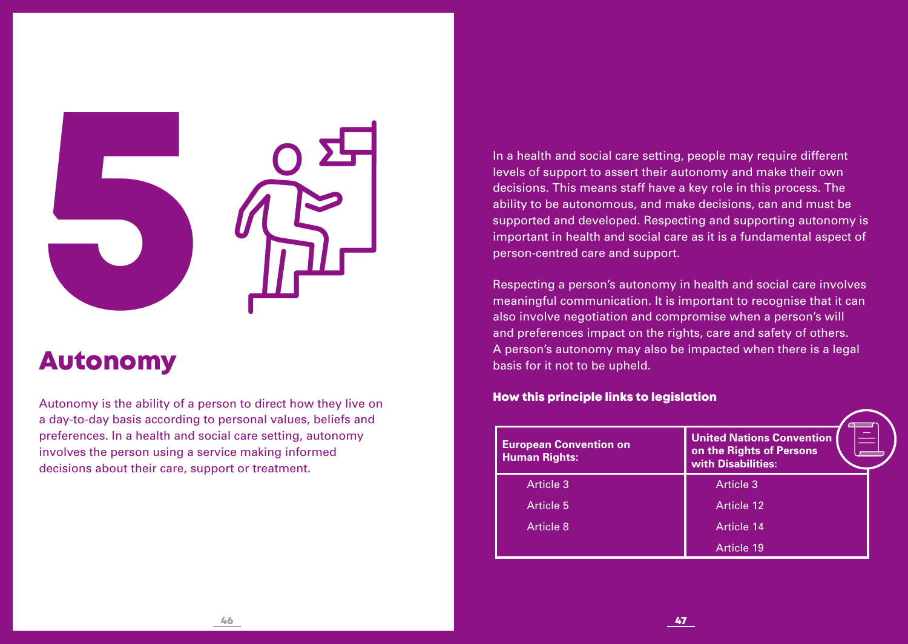# 5 Autonomy

Autonomy is the ability of a person to direct how they live on a day-to-day basis according to personal values, beliefs and preferences. In a health and social care setting, autonomy involves the person using a service making informed decisions about their care, support or treatment.

In a health and social care setting, people may require different levels of support to assert their autonomy and make their own decisions. This means staff have a key role in this process. The ability to be autonomous, and make decisions, can and must be supported and developed. Respecting and supporting autonomy is important in health and social care as it is a fundamental aspect of person-centred care and support.

Respecting a person's autonomy in health and social care involves meaningful communication. It is important to recognise that it can also involve negotiation and compromise when a person's will and preferences impact on the rights, care and safety of others. A person's autonomy may also be impacted when there is a legal basis for it not to be upheld.

### How this principle links to legislation

| European Convention on Human Rights: | United Nations Convention on the Rights of Persons with Disabilities: |
|---|---|
| Article 3 | Article 3 |
| Article 5 | Article 12 |
| Article 8 | Article 14 |
| | Article 19 |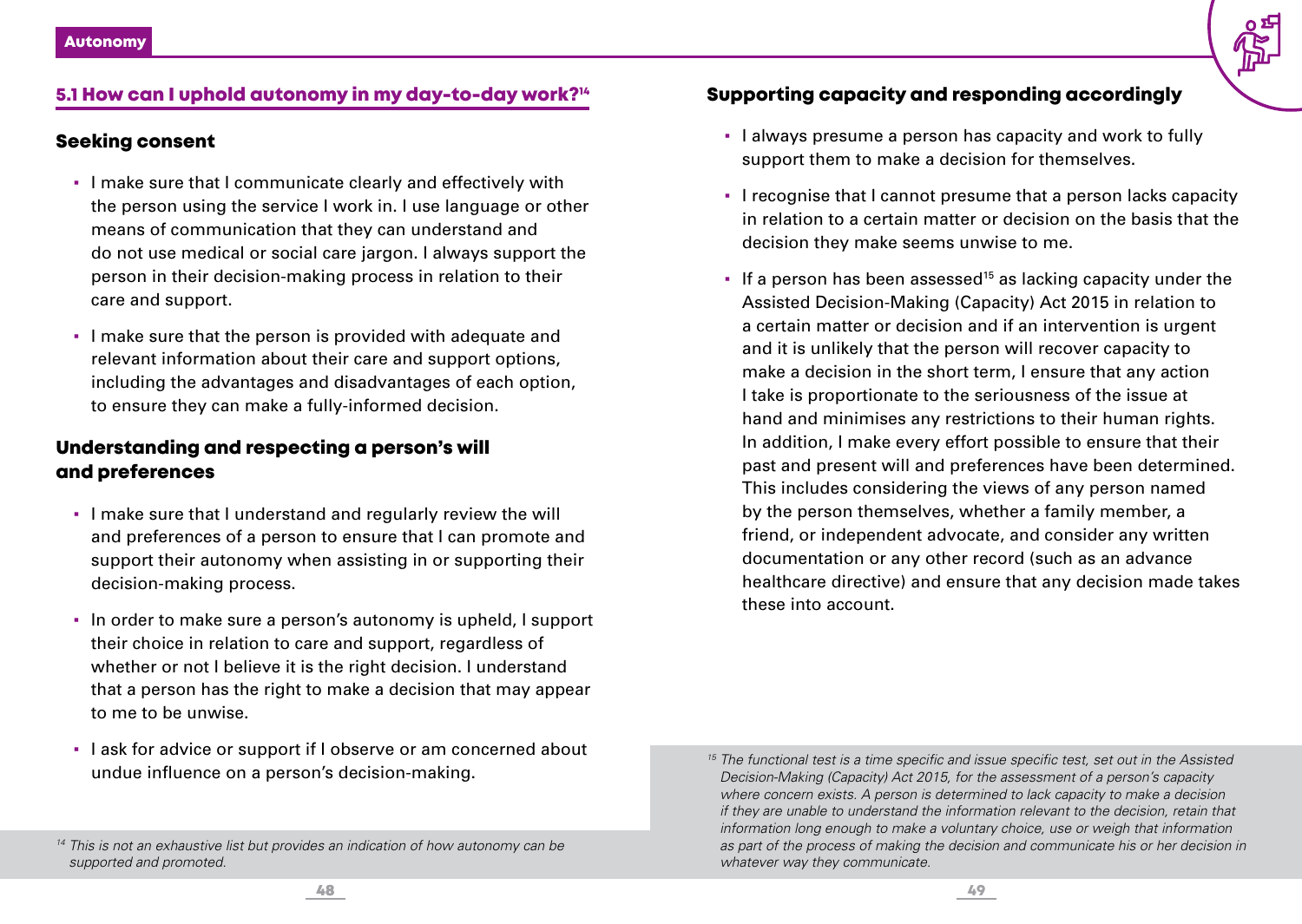## 5.1 How can I uphold autonomy in my day-to-day work?[14]

### Seeking consent

- I make sure that I communicate clearly and effectively with the person using the service I work in. I use language or other means of communication that they can understand and do not use medical or social care jargon. I always support the person in their decision-making process in relation to their care and support.
- I make sure that the person is provided with adequate and relevant information about their care and support options, including the advantages and disadvantages of each option, to ensure they can make a fully-informed decision.

### Understanding and respecting a person's will and preferences

- I make sure that I understand and regularly review the will and preferences of a person to ensure that I can promote and support their autonomy when assisting in or supporting their decision-making process.
- In order to make sure a person's autonomy is upheld, I support their choice in relation to care and support, regardless of whether or not I believe it is the right decision. I understand that a person has the right to make a decision that may appear to me to be unwise.
- I ask for advice or support if I observe or am concerned about undue influence on a person's decision-making.

### Supporting capacity and responding accordingly

- I always presume a person has capacity and work to fully support them to make a decision for themselves.
- I recognise that I cannot presume that a person lacks capacity in relation to a certain matter or decision on the basis that the decision they make seems unwise to me.
- If a person has been assessed[15] as lacking capacity under the Assisted Decision-Making (Capacity) Act 2015 in relation to a certain matter or decision and if an intervention is urgent and it is unlikely that the person will recover capacity to make a decision in the short term, I ensure that any action I take is proportionate to the seriousness of the issue at hand and minimises any restrictions to their human rights. In addition, I make every effort possible to ensure that their past and present will and preferences have been determined. This includes considering the views of any person named by the person themselves, whether a family member, a friend, or independent advocate, and consider any written documentation or any other record (such as an advance healthcare directive) and ensure that any decision made takes these into account.

---

[14] *This is not an exhaustive list but provides an indication of how autonomy can be supported and promoted.*

[15] *The functional test is a time specific and issue specific test, set out in the Assisted Decision-Making (Capacity) Act 2015, for the assessment of a person's capacity where concern exists. A person is determined to lack capacity to make a decision if they are unable to understand the information relevant to the decision, retain that information long enough to make a voluntary choice, use or weigh that information as part of the process of making the decision and communicate his or her decision in whatever way they communicate.*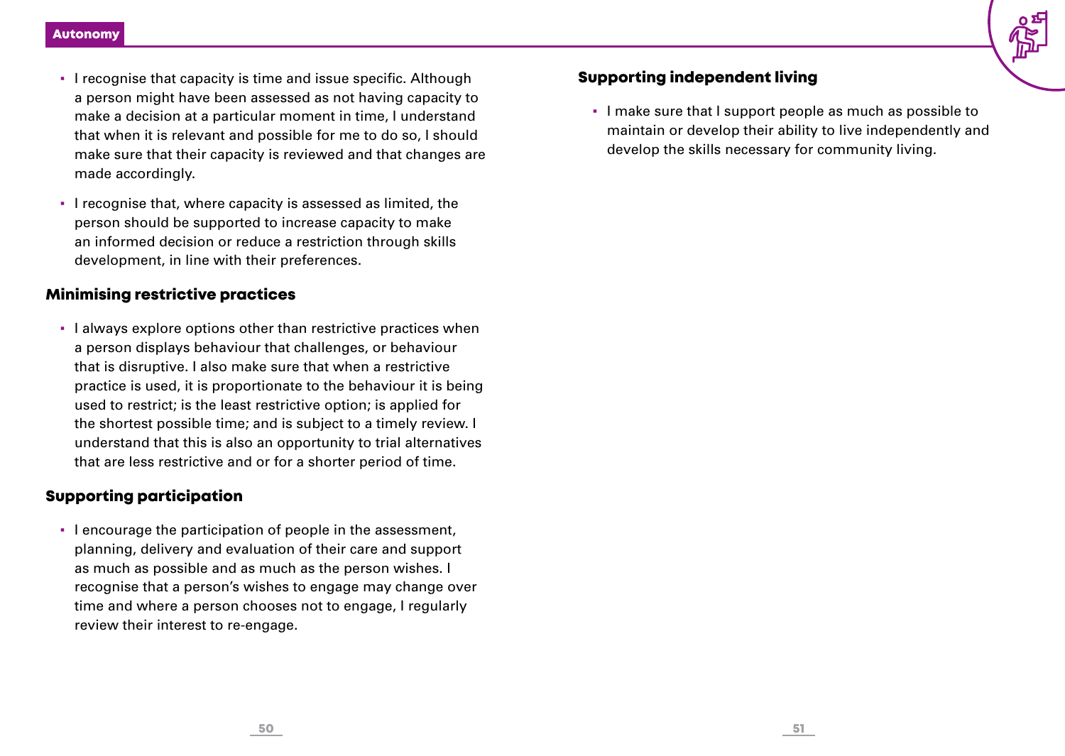- I recognise that capacity is time and issue specific. Although a person might have been assessed as not having capacity to make a decision at a particular moment in time, I understand that when it is relevant and possible for me to do so, I should make sure that their capacity is reviewed and that changes are made accordingly.
- I recognise that, where capacity is assessed as limited, the person should be supported to increase capacity to make an informed decision or reduce a restriction through skills development, in line with their preferences.

## Minimising restrictive practices

- I always explore options other than restrictive practices when a person displays behaviour that challenges, or behaviour that is disruptive. I also make sure that when a restrictive practice is used, it is proportionate to the behaviour it is being used to restrict; is the least restrictive option; is applied for the shortest possible time; and is subject to a timely review. I understand that this is also an opportunity to trial alternatives that are less restrictive and or for a shorter period of time.

## Supporting participation

- I encourage the participation of people in the assessment, planning, delivery and evaluation of their care and support as much as possible and as much as the person wishes. I recognise that a person's wishes to engage may change over time and where a person chooses not to engage, I regularly review their interest to re-engage.

## Supporting independent living

- I make sure that I support people as much as possible to maintain or develop their ability to live independently and develop the skills necessary for community living.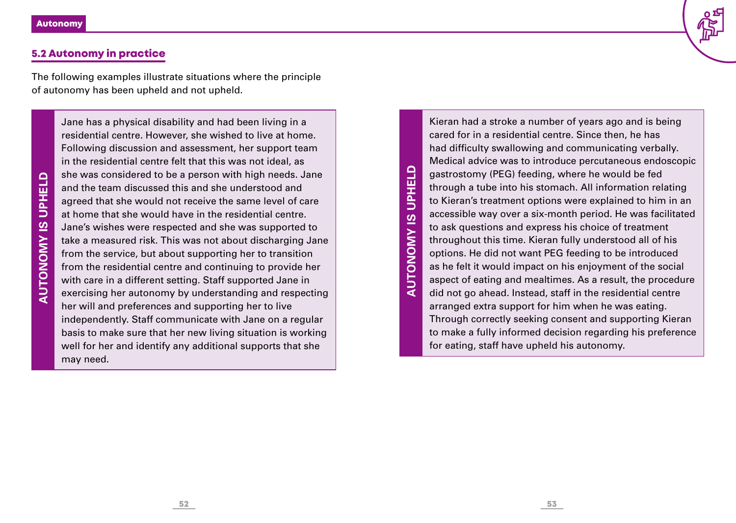## 5.2 Autonomy in practice

The following examples illustrate situations where the principle of autonomy has been upheld and not upheld.

**AUTONOMY IS UPHELD**

Jane has a physical disability and had been living in a residential centre. However, she wished to live at home. Following discussion and assessment, her support team in the residential centre felt that this was not ideal, as she was considered to be a person with high needs. Jane and the team discussed this and she understood and agreed that she would not receive the same level of care at home that she would have in the residential centre. Jane's wishes were respected and she was supported to take a measured risk. This was not about discharging Jane from the service, but about supporting her to transition from the residential centre and continuing to provide her with care in a different setting. Staff supported Jane in exercising her autonomy by understanding and respecting her will and preferences and supporting her to live independently. Staff communicate with Jane on a regular basis to make sure that her new living situation is working well for her and identify any additional supports that she may need.

**AUTONOMY IS UPHELD**

Kieran had a stroke a number of years ago and is being cared for in a residential centre. Since then, he has had difficulty swallowing and communicating verbally. Medical advice was to introduce percutaneous endoscopic gastrostomy (PEG) feeding, where he would be fed through a tube into his stomach. All information relating to Kieran's treatment options were explained to him in an accessible way over a six-month period. He was facilitated to ask questions and express his choice of treatment throughout this time. Kieran fully understood all of his options. He did not want PEG feeding to be introduced as he felt it would impact on his enjoyment of the social aspect of eating and mealtimes. As a result, the procedure did not go ahead. Instead, staff in the residential centre arranged extra support for him when he was eating. Through correctly seeking consent and supporting Kieran to make a fully informed decision regarding his preference for eating, staff have upheld his autonomy.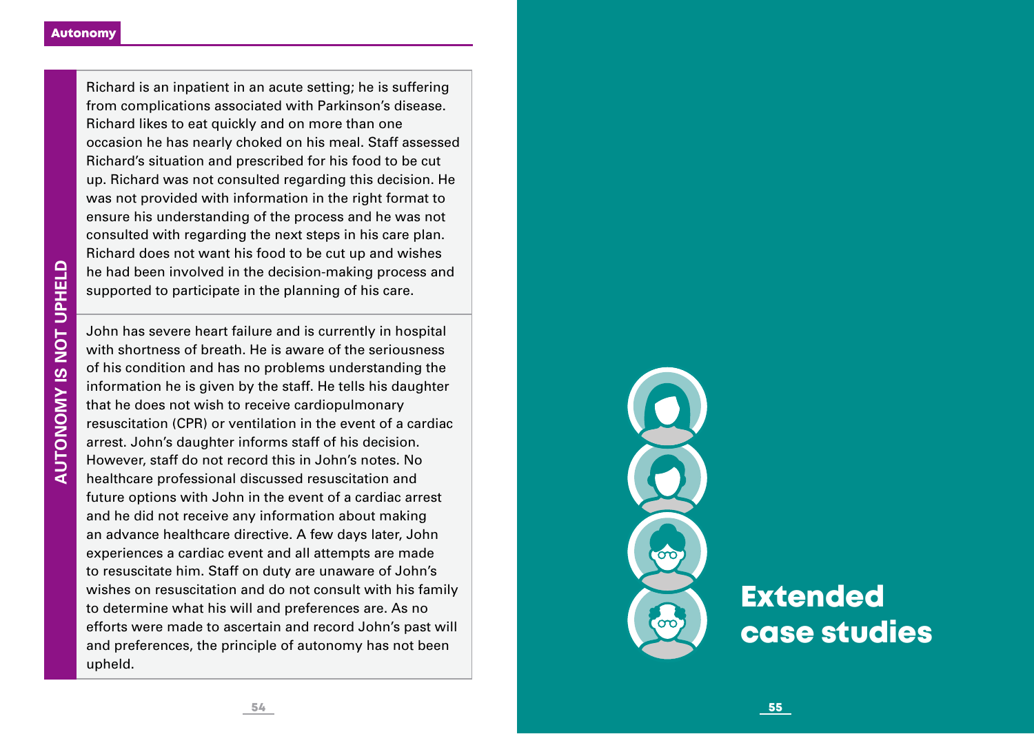**Autonomy**

**AUTONOMY IS NOT UPHELD**

Richard is an inpatient in an acute setting; he is suffering from complications associated with Parkinson's disease. Richard likes to eat quickly and on more than one occasion he has nearly choked on his meal. Staff assessed Richard's situation and prescribed for his food to be cut up. Richard was not consulted regarding this decision. He was not provided with information in the right format to ensure his understanding of the process and he was not consulted with regarding the next steps in his care plan. Richard does not want his food to be cut up and wishes he had been involved in the decision-making process and supported to participate in the planning of his care.

John has severe heart failure and is currently in hospital with shortness of breath. He is aware of the seriousness of his condition and has no problems understanding the information he is given by the staff. He tells his daughter that he does not wish to receive cardiopulmonary resuscitation (CPR) or ventilation in the event of a cardiac arrest. John's daughter informs staff of his decision. However, staff do not record this in John's notes. No healthcare professional discussed resuscitation and future options with John in the event of a cardiac arrest and he did not receive any information about making an advance healthcare directive. A few days later, John experiences a cardiac event and all attempts are made to resuscitate him. Staff on duty are unaware of John's wishes on resuscitation and do not consult with his family to determine what his will and preferences are. As no efforts were made to ascertain and record John's past will and preferences, the principle of autonomy has not been upheld.

# Extended case studies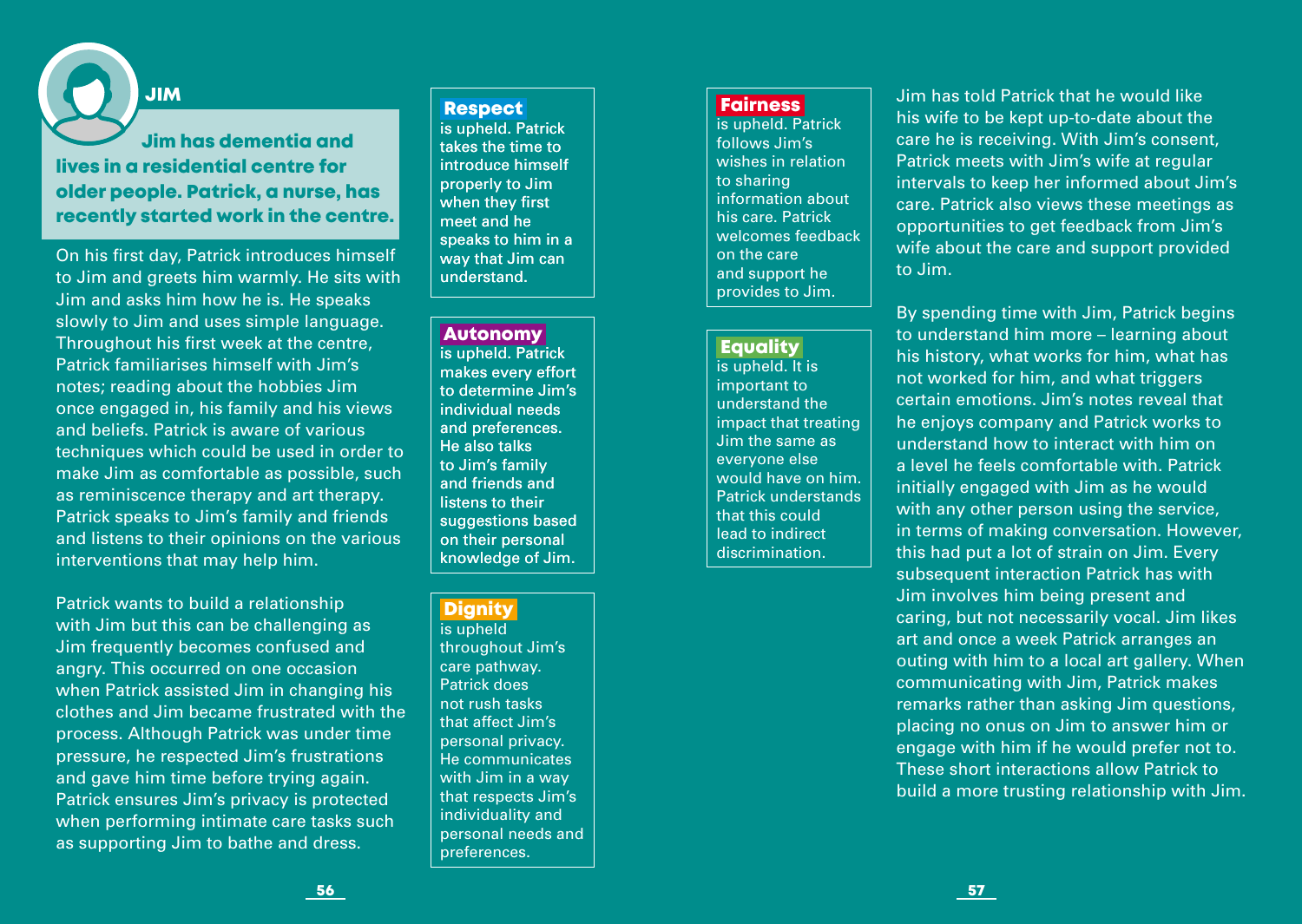## JIM

**Jim has dementia and lives in a residential centre for older people. Patrick, a nurse, has recently started work in the centre.**

On his first day, Patrick introduces himself to Jim and greets him warmly. He sits with Jim and asks him how he is. He speaks slowly to Jim and uses simple language. Throughout his first week at the centre, Patrick familiarises himself with Jim's notes; reading about the hobbies Jim once engaged in, his family and his views and beliefs. Patrick is aware of various techniques which could be used in order to make Jim as comfortable as possible, such as reminiscence therapy and art therapy. Patrick speaks to Jim's family and friends and listens to their opinions on the various interventions that may help him.

Patrick wants to build a relationship with Jim but this can be challenging as Jim frequently becomes confused and angry. This occurred on one occasion when Patrick assisted Jim in changing his clothes and Jim became frustrated with the process. Although Patrick was under time pressure, he respected Jim's frustrations and gave him time before trying again. Patrick ensures Jim's privacy is protected when performing intimate care tasks such as supporting Jim to bathe and dress.

**Respect** is upheld. Patrick takes the time to introduce himself properly to Jim when they first meet and he speaks to him in a way that Jim can understand.

**Autonomy** is upheld. Patrick makes every effort to determine Jim's individual needs and preferences. He also talks to Jim's family and friends and listens to their suggestions based on their personal knowledge of Jim.

**Dignity** is upheld throughout Jim's care pathway. Patrick does not rush tasks that affect Jim's personal privacy. He communicates with Jim in a way that respects Jim's individuality and personal needs and preferences.

**Fairness** is upheld. Patrick follows Jim's wishes in relation to sharing information about his care. Patrick welcomes feedback on the care and support he provides to Jim.

**Equality** is upheld. It is important to understand the impact that treating Jim the same as everyone else would have on him. Patrick understands that this could lead to indirect discrimination.

Jim has told Patrick that he would like his wife to be kept up-to-date about the care he is receiving. With Jim's consent, Patrick meets with Jim's wife at regular intervals to keep her informed about Jim's care. Patrick also views these meetings as opportunities to get feedback from Jim's wife about the care and support provided to Jim.

By spending time with Jim, Patrick begins to understand him more – learning about his history, what works for him, what has not worked for him, and what triggers certain emotions. Jim's notes reveal that he enjoys company and Patrick works to understand how to interact with him on a level he feels comfortable with. Patrick initially engaged with Jim as he would with any other person using the service, in terms of making conversation. However, this had put a lot of strain on Jim. Every subsequent interaction Patrick has with Jim involves him being present and caring, but not necessarily vocal. Jim likes art and once a week Patrick arranges an outing with him to a local art gallery. When communicating with Jim, Patrick makes remarks rather than asking Jim questions, placing no onus on Jim to answer him or engage with him if he would prefer not to. These short interactions allow Patrick to build a more trusting relationship with Jim.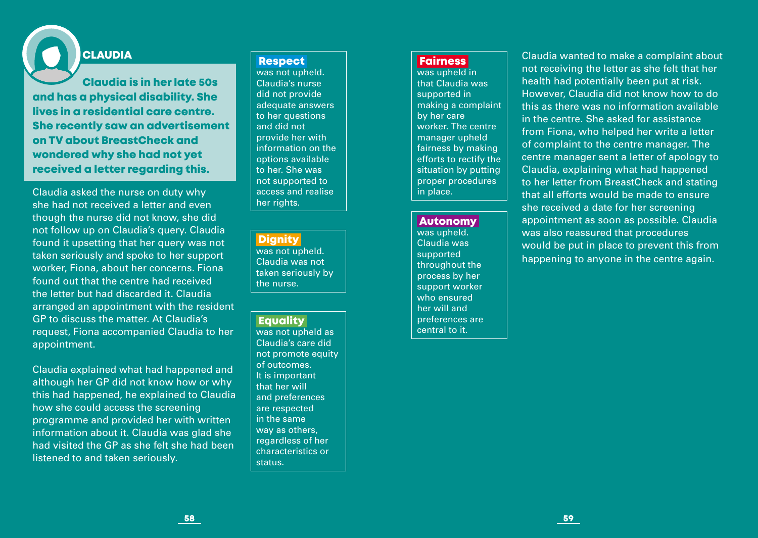## CLAUDIA

**Claudia is in her late 50s and has a physical disability. She lives in a residential care centre. She recently saw an advertisement on TV about BreastCheck and wondered why she had not yet received a letter regarding this.**

Claudia asked the nurse on duty why she had not received a letter and even though the nurse did not know, she did not follow up on Claudia's query. Claudia found it upsetting that her query was not taken seriously and spoke to her support worker, Fiona, about her concerns. Fiona found out that the centre had received the letter but had discarded it. Claudia arranged an appointment with the resident GP to discuss the matter. At Claudia's request, Fiona accompanied Claudia to her appointment.

Claudia explained what had happened and although her GP did not know how or why this had happened, he explained to Claudia how she could access the screening programme and provided her with written information about it. Claudia was glad she had visited the GP as she felt she had been listened to and taken seriously.

**Respect** was not upheld. Claudia's nurse did not provide adequate answers to her questions and did not provide her with information on the options available to her. She was not supported to access and realise her rights.

**Dignity** was not upheld. Claudia was not taken seriously by the nurse.

**Equality** was not upheld as Claudia's care did not promote equity of outcomes. It is important that her will and preferences are respected in the same way as others, regardless of her characteristics or status.

**Fairness** was upheld in that Claudia was supported in making a complaint by her care worker. The centre manager upheld fairness by making efforts to rectify the situation by putting proper procedures in place.

**Autonomy** was upheld. Claudia was supported throughout the process by her support worker who ensured her will and preferences are central to it.

Claudia wanted to make a complaint about not receiving the letter as she felt that her health had potentially been put at risk. However, Claudia did not know how to do this as there was no information available in the centre. She asked for assistance from Fiona, who helped her write a letter of complaint to the centre manager. The centre manager sent a letter of apology to Claudia, explaining what had happened to her letter from BreastCheck and stating that all efforts would be made to ensure she received a date for her screening appointment as soon as possible. Claudia was also reassured that procedures would be put in place to prevent this from happening to anyone in the centre again.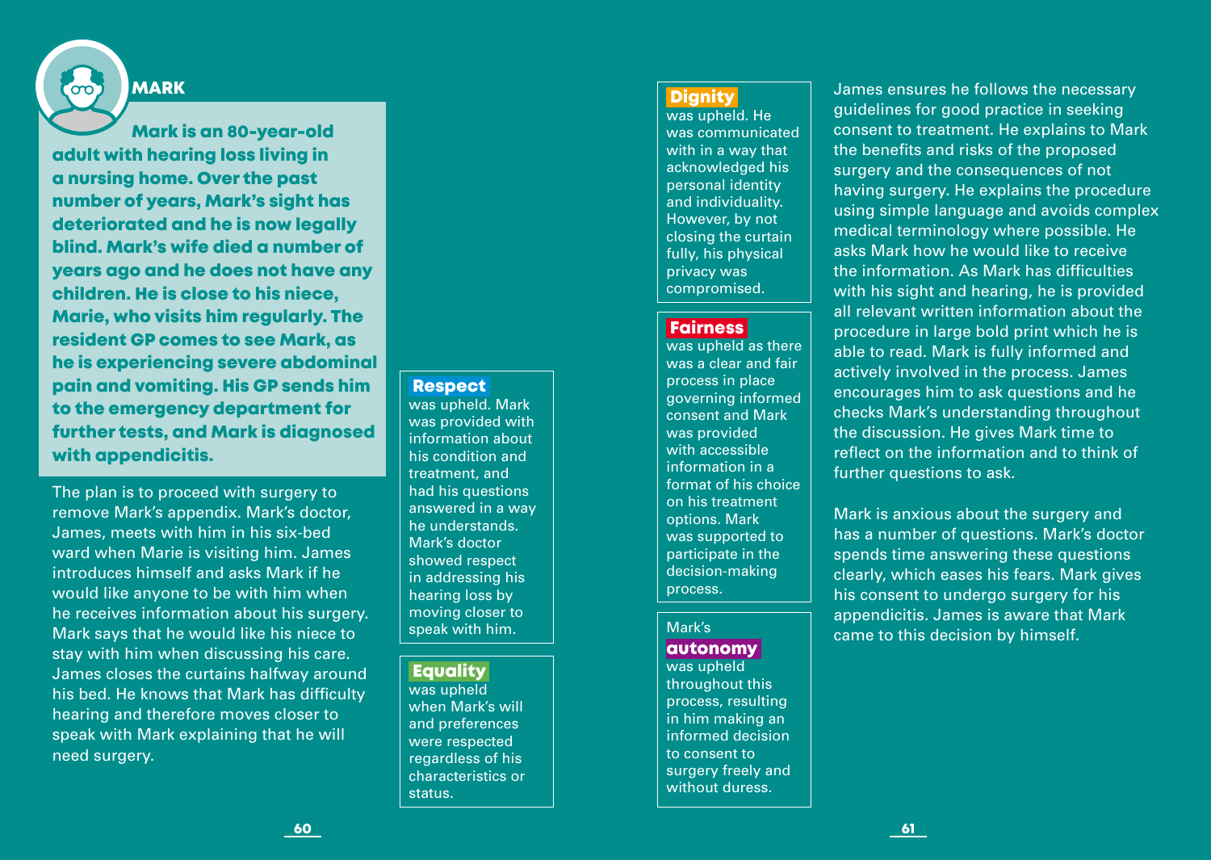## MARK

**Mark is an 80-year-old adult with hearing loss living in a nursing home. Over the past number of years, Mark's sight has deteriorated and he is now legally blind. Mark's wife died a number of years ago and he does not have any children. He is close to his niece, Marie, who visits him regularly. The resident GP comes to see Mark, as he is experiencing severe abdominal pain and vomiting. His GP sends him to the emergency department for further tests, and Mark is diagnosed with appendicitis.**

The plan is to proceed with surgery to remove Mark's appendix. Mark's doctor, James, meets with him in his six-bed ward when Marie is visiting him. James introduces himself and asks Mark if he would like anyone to be with him when he receives information about his surgery. Mark says that he would like his niece to stay with him when discussing his care. James closes the curtains halfway around his bed. He knows that Mark has difficulty hearing and therefore moves closer to speak with Mark explaining that he will need surgery.

**Respect** was upheld. Mark was provided with information about his condition and treatment, and had his questions answered in a way he understands. Mark's doctor showed respect in addressing his hearing loss by moving closer to speak with him.

**Equality** was upheld when Mark's will and preferences were respected regardless of his characteristics or status.

**Dignity** was upheld. He was communicated with in a way that acknowledged his personal identity and individuality. However, by not closing the curtain fully, his physical privacy was compromised.

**Fairness** was upheld as there was a clear and fair process in place governing informed consent and Mark was provided with accessible information in a format of his choice on his treatment options. Mark was supported to participate in the decision-making process.

Mark's **autonomy** was upheld throughout this process, resulting in him making an informed decision to consent to surgery freely and without duress.

James ensures he follows the necessary guidelines for good practice in seeking consent to treatment. He explains to Mark the benefits and risks of the proposed surgery and the consequences of not having surgery. He explains the procedure using simple language and avoids complex medical terminology where possible. He asks Mark how he would like to receive the information. As Mark has difficulties with his sight and hearing, he is provided all relevant written information about the procedure in large bold print which he is able to read. Mark is fully informed and actively involved in the process. James encourages him to ask questions and he checks Mark's understanding throughout the discussion. He gives Mark time to reflect on the information and to think of further questions to ask.

Mark is anxious about the surgery and has a number of questions. Mark's doctor spends time answering these questions clearly, which eases his fears. Mark gives his consent to undergo surgery for his appendicitis. James is aware that Mark came to this decision by himself.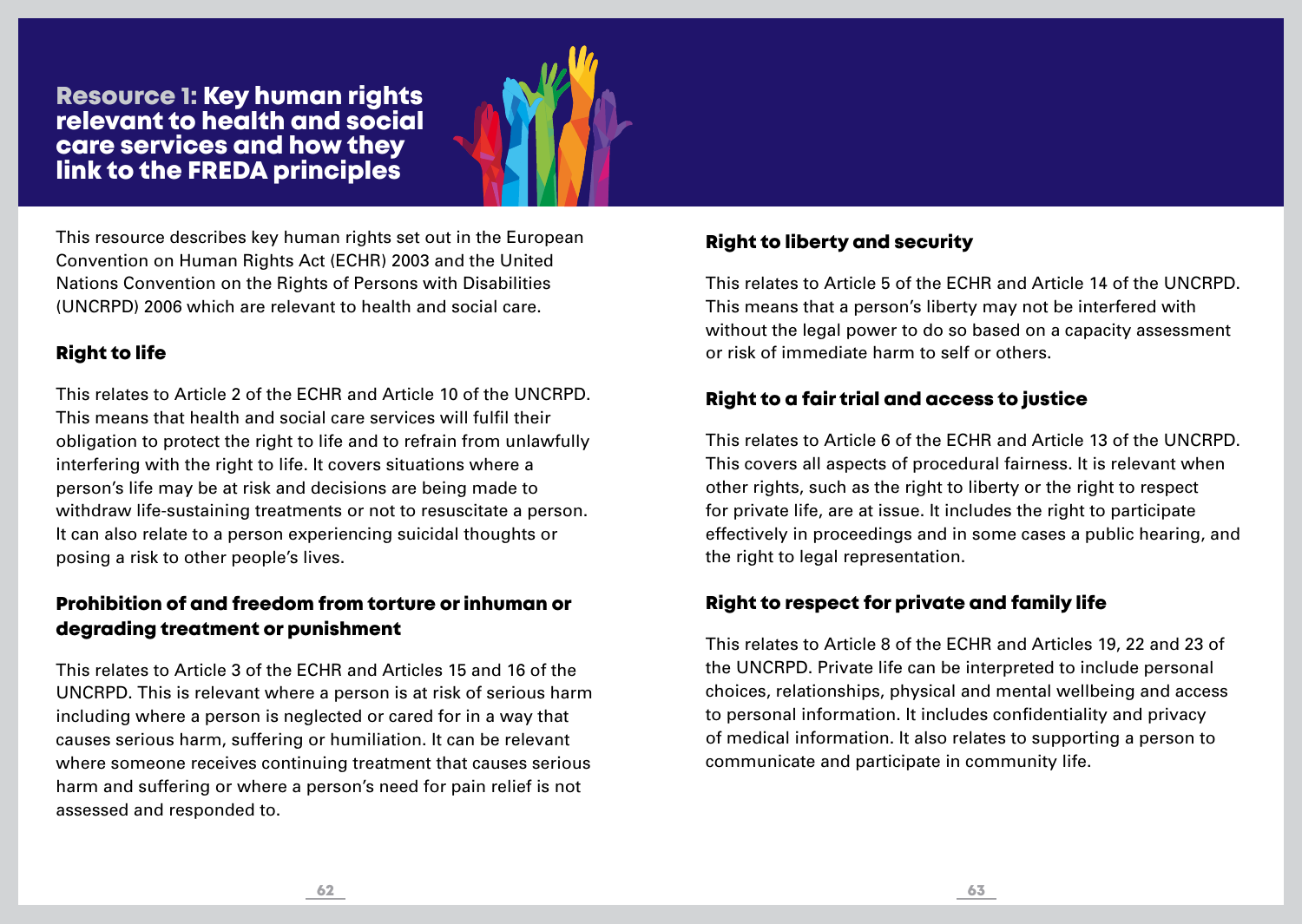# Resource 1: Key human rights relevant to health and social care services and how they link to the FREDA principles

This resource describes key human rights set out in the European Convention on Human Rights Act (ECHR) 2003 and the United Nations Convention on the Rights of Persons with Disabilities (UNCRPD) 2006 which are relevant to health and social care.

## Right to life

This relates to Article 2 of the ECHR and Article 10 of the UNCRPD. This means that health and social care services will fulfil their obligation to protect the right to life and to refrain from unlawfully interfering with the right to life. It covers situations where a person's life may be at risk and decisions are being made to withdraw life-sustaining treatments or not to resuscitate a person. It can also relate to a person experiencing suicidal thoughts or posing a risk to other people's lives.

## Prohibition of and freedom from torture or inhuman or degrading treatment or punishment

This relates to Article 3 of the ECHR and Articles 15 and 16 of the UNCRPD. This is relevant where a person is at risk of serious harm including where a person is neglected or cared for in a way that causes serious harm, suffering or humiliation. It can be relevant where someone receives continuing treatment that causes serious harm and suffering or where a person's need for pain relief is not assessed and responded to.

## Right to liberty and security

This relates to Article 5 of the ECHR and Article 14 of the UNCRPD. This means that a person's liberty may not be interfered with without the legal power to do so based on a capacity assessment or risk of immediate harm to self or others.

## Right to a fair trial and access to justice

This relates to Article 6 of the ECHR and Article 13 of the UNCRPD. This covers all aspects of procedural fairness. It is relevant when other rights, such as the right to liberty or the right to respect for private life, are at issue. It includes the right to participate effectively in proceedings and in some cases a public hearing, and the right to legal representation.

## Right to respect for private and family life

This relates to Article 8 of the ECHR and Articles 19, 22 and 23 of the UNCRPD. Private life can be interpreted to include personal choices, relationships, physical and mental wellbeing and access to personal information. It includes confidentiality and privacy of medical information. It also relates to supporting a person to communicate and participate in community life.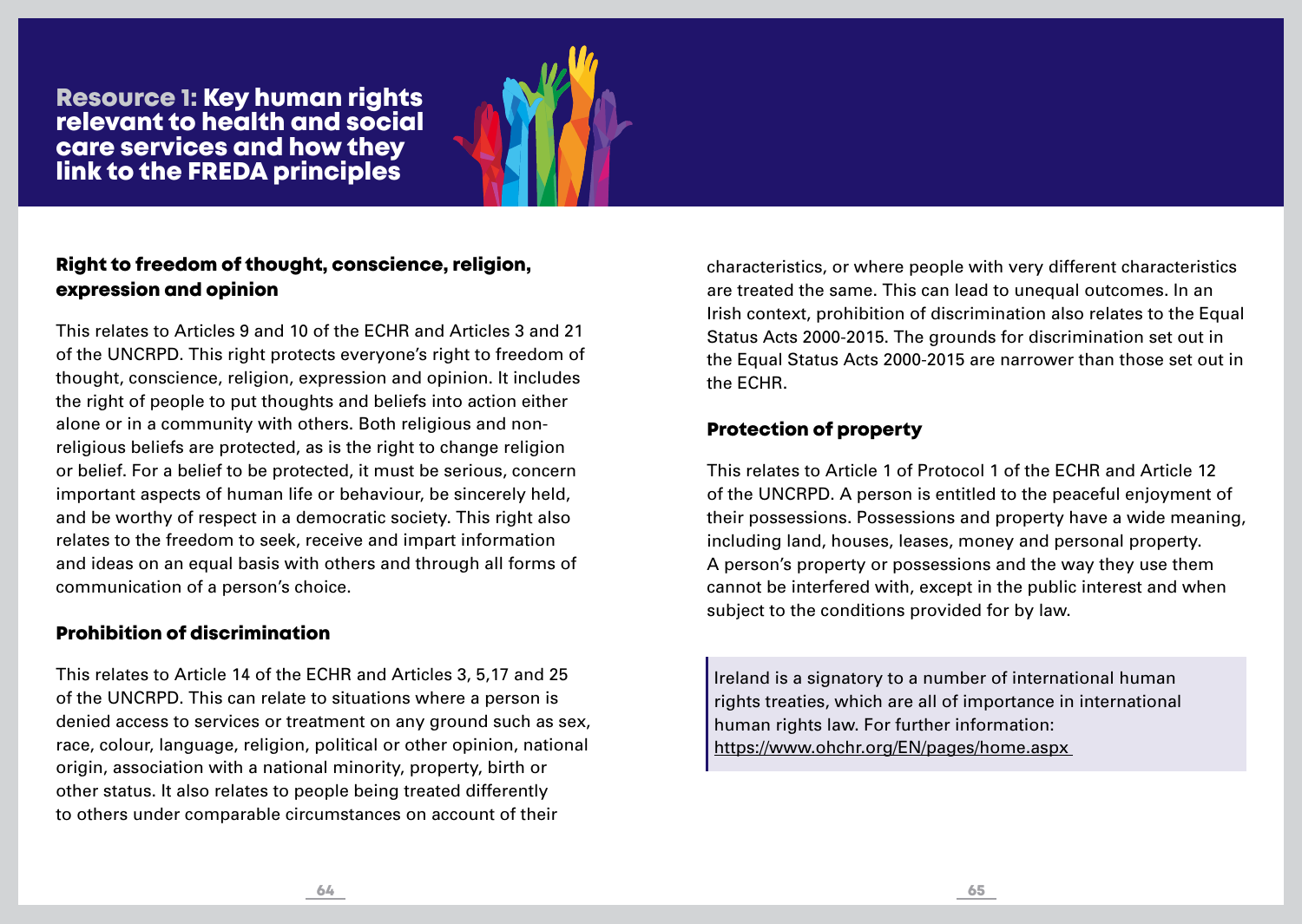# Resource 1: Key human rights relevant to health and social care services and how they link to the FREDA principles

## Right to freedom of thought, conscience, religion, expression and opinion

This relates to Articles 9 and 10 of the ECHR and Articles 3 and 21 of the UNCRPD. This right protects everyone's right to freedom of thought, conscience, religion, expression and opinion. It includes the right of people to put thoughts and beliefs into action either alone or in a community with others. Both religious and non-religious beliefs are protected, as is the right to change religion or belief. For a belief to be protected, it must be serious, concern important aspects of human life or behaviour, be sincerely held, and be worthy of respect in a democratic society. This right also relates to the freedom to seek, receive and impart information and ideas on an equal basis with others and through all forms of communication of a person's choice.

## Prohibition of discrimination

This relates to Article 14 of the ECHR and Articles 3, 5,17 and 25 of the UNCRPD. This can relate to situations where a person is denied access to services or treatment on any ground such as sex, race, colour, language, religion, political or other opinion, national origin, association with a national minority, property, birth or other status. It also relates to people being treated differently to others under comparable circumstances on account of their characteristics, or where people with very different characteristics are treated the same. This can lead to unequal outcomes. In an Irish context, prohibition of discrimination also relates to the Equal Status Acts 2000-2015. The grounds for discrimination set out in the Equal Status Acts 2000-2015 are narrower than those set out in the ECHR.

## Protection of property

This relates to Article 1 of Protocol 1 of the ECHR and Article 12 of the UNCRPD. A person is entitled to the peaceful enjoyment of their possessions. Possessions and property have a wide meaning, including land, houses, leases, money and personal property. A person's property or possessions and the way they use them cannot be interfered with, except in the public interest and when subject to the conditions provided for by law.

> Ireland is a signatory to a number of international human rights treaties, which are all of importance in international human rights law. For further information: https://www.ohchr.org/EN/pages/home.aspx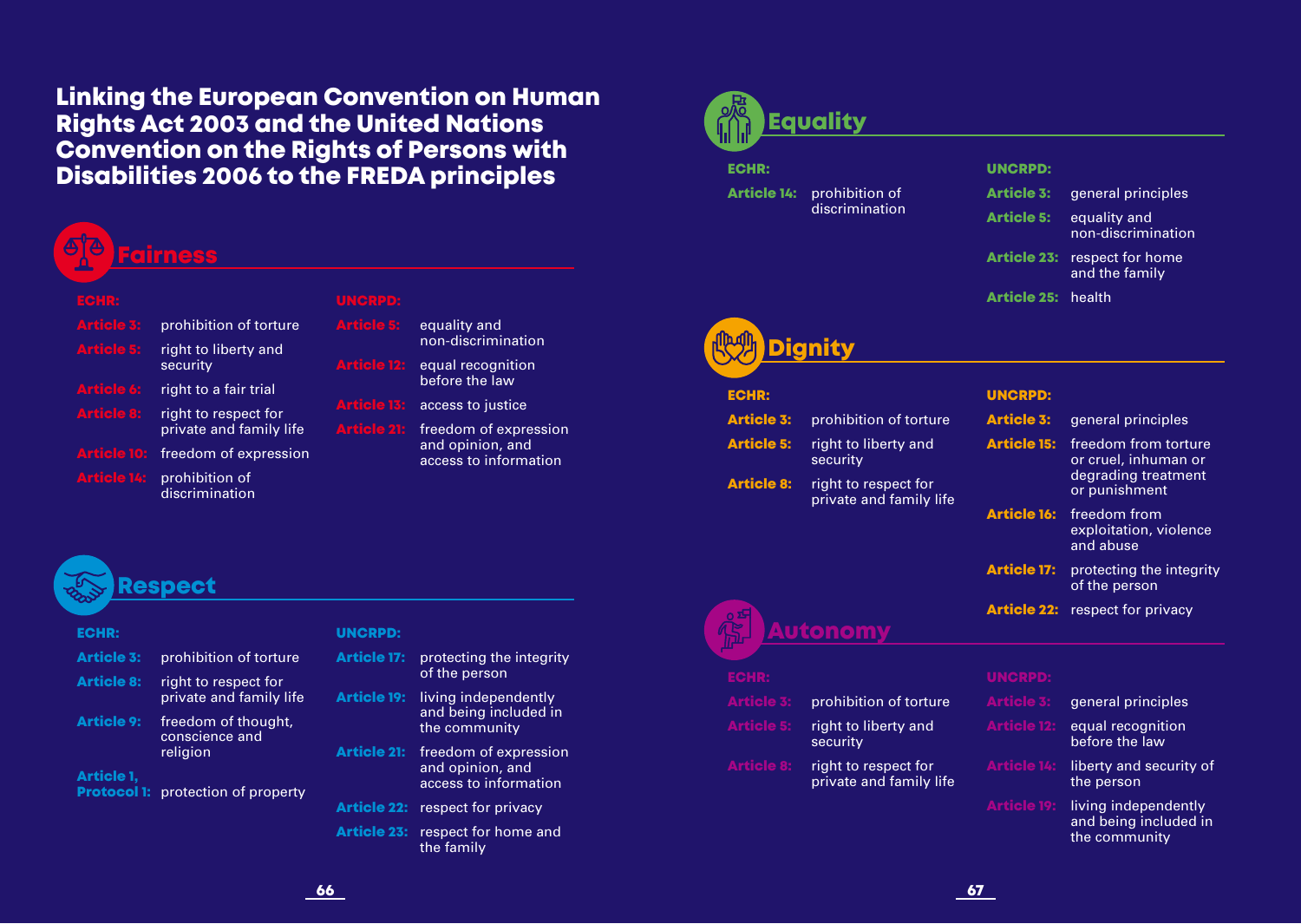# Linking the European Convention on Human Rights Act 2003 and the United Nations Convention on the Rights of Persons with Disabilities 2006 to the FREDA principles

## Fairness

**ECHR:**

| Article | Right |
|---|---|
| **Article 3:** | prohibition of torture |
| **Article 5:** | right to liberty and security |
| **Article 6:** | right to a fair trial |
| **Article 8:** | right to respect for private and family life |
| **Article 10:** | freedom of expression |
| **Article 14:** | prohibition of discrimination |

**UNCRPD:**

| Article | Right |
|---|---|
| **Article 5:** | equality and non-discrimination |
| **Article 12:** | equal recognition before the law |
| **Article 13:** | access to justice |
| **Article 21:** | freedom of expression and opinion, and access to information |

## Respect

**ECHR:**

| Article | Right |
|---|---|
| **Article 3:** | prohibition of torture |
| **Article 8:** | right to respect for private and family life |
| **Article 9:** | freedom of thought, conscience and religion |
| **Article 1, Protocol 1:** | protection of property |

**UNCRPD:**

| Article | Right |
|---|---|
| **Article 17:** | protecting the integrity of the person |
| **Article 19:** | living independently and being included in the community |
| **Article 21:** | freedom of expression and opinion, and access to information |
| **Article 22:** | respect for privacy |
| **Article 23:** | respect for home and the family |

## Equality

**ECHR:**

| Article | Right |
|---|---|
| **Article 14:** | prohibition of discrimination |

**UNCRPD:**

| Article | Right |
|---|---|
| **Article 3:** | general principles |
| **Article 5:** | equality and non-discrimination |
| **Article 23:** | respect for home and the family |
| **Article 25:** | health |

## Dignity

**ECHR:**

| Article | Right |
|---|---|
| **Article 3:** | prohibition of torture |
| **Article 5:** | right to liberty and security |
| **Article 8:** | right to respect for private and family life |

**UNCRPD:**

| Article | Right |
|---|---|
| **Article 3:** | general principles |
| **Article 15:** | freedom from torture or cruel, inhuman or degrading treatment or punishment |
| **Article 16:** | freedom from exploitation, violence and abuse |
| **Article 17:** | protecting the integrity of the person |
| **Article 22:** | respect for privacy |

## Autonomy

**ECHR:**

| Article | Right |
|---|---|
| **Article 3:** | prohibition of torture |
| **Article 5:** | right to liberty and security |
| **Article 8:** | right to respect for private and family life |

**UNCRPD:**

| Article | Right |
|---|---|
| **Article 3:** | general principles |
| **Article 12:** | equal recognition before the law |
| **Article 14:** | liberty and security of the person |
| **Article 19:** | living independently and being included in the community |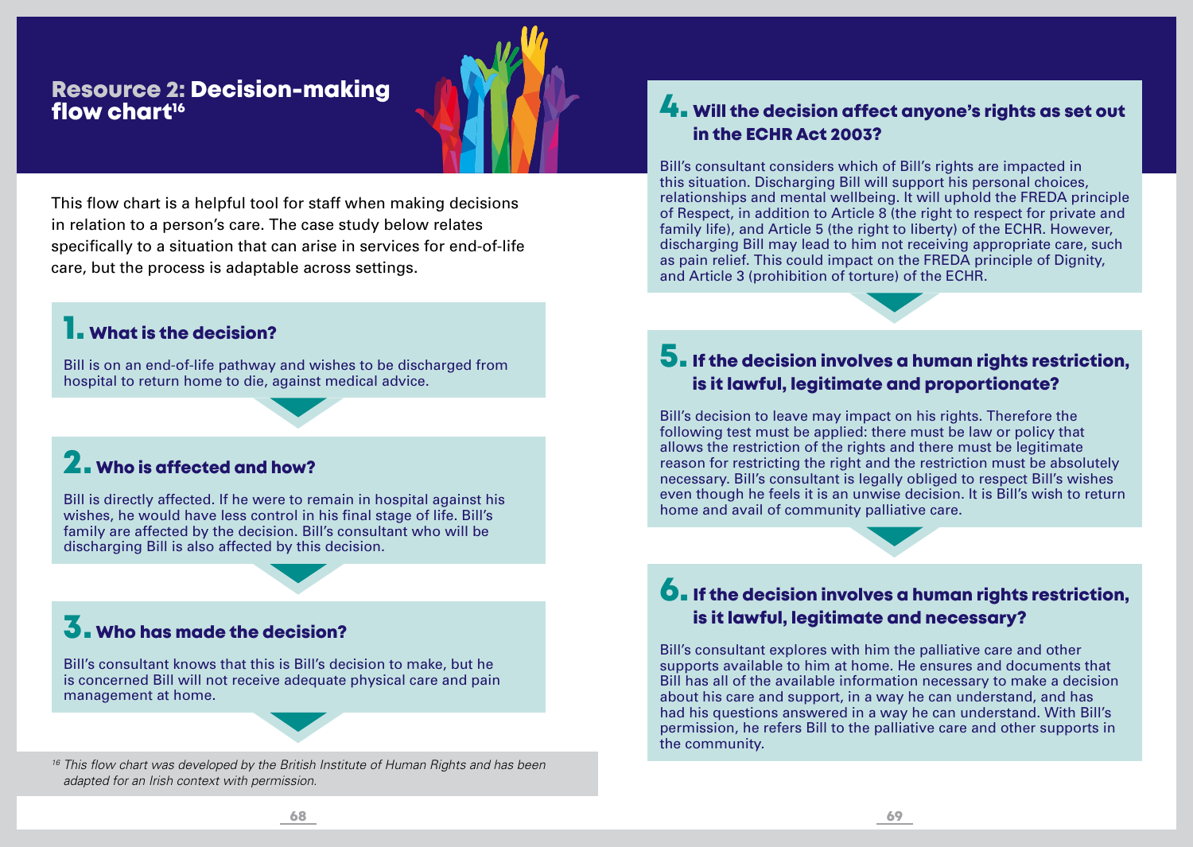# Resource 2: Decision-making flow chart[16]

This flow chart is a helpful tool for staff when making decisions in relation to a person's care. The case study below relates specifically to a situation that can arise in services for end-of-life care, but the process is adaptable across settings.

## 1. What is the decision?

Bill is on an end-of-life pathway and wishes to be discharged from hospital to return home to die, against medical advice.

## 2. Who is affected and how?

Bill is directly affected. If he were to remain in hospital against his wishes, he would have less control in his final stage of life. Bill's family are affected by the decision. Bill's consultant who will be discharging Bill is also affected by this decision.

## 3. Who has made the decision?

Bill's consultant knows that this is Bill's decision to make, but he is concerned Bill will not receive adequate physical care and pain management at home.

## 4. Will the decision affect anyone's rights as set out in the ECHR Act 2003?

Bill's consultant considers which of Bill's rights are impacted in this situation. Discharging Bill will support his personal choices, relationships and mental wellbeing. It will uphold the FREDA principle of Respect, in addition to Article 8 (the right to respect for private and family life), and Article 5 (the right to liberty) of the ECHR. However, discharging Bill may lead to him not receiving appropriate care, such as pain relief. This could impact on the FREDA principle of Dignity, and Article 3 (prohibition of torture) of the ECHR.

## 5. If the decision involves a human rights restriction, is it lawful, legitimate and proportionate?

Bill's decision to leave may impact on his rights. Therefore the following test must be applied: there must be law or policy that allows the restriction of the rights and there must be legitimate reason for restricting the right and the restriction must be absolutely necessary. Bill's consultant is legally obliged to respect Bill's wishes even though he feels it is an unwise decision. It is Bill's wish to return home and avail of community palliative care.

## 6. If the decision involves a human rights restriction, is it lawful, legitimate and necessary?

Bill's consultant explores with him the palliative care and other supports available to him at home. He ensures and documents that Bill has all of the available information necessary to make a decision about his care and support, in a way he can understand, and has had his questions answered in a way he can understand. With Bill's permission, he refers Bill to the palliative care and other supports in the community.

---

*[16] This flow chart was developed by the British Institute of Human Rights and has been adapted for an Irish context with permission.*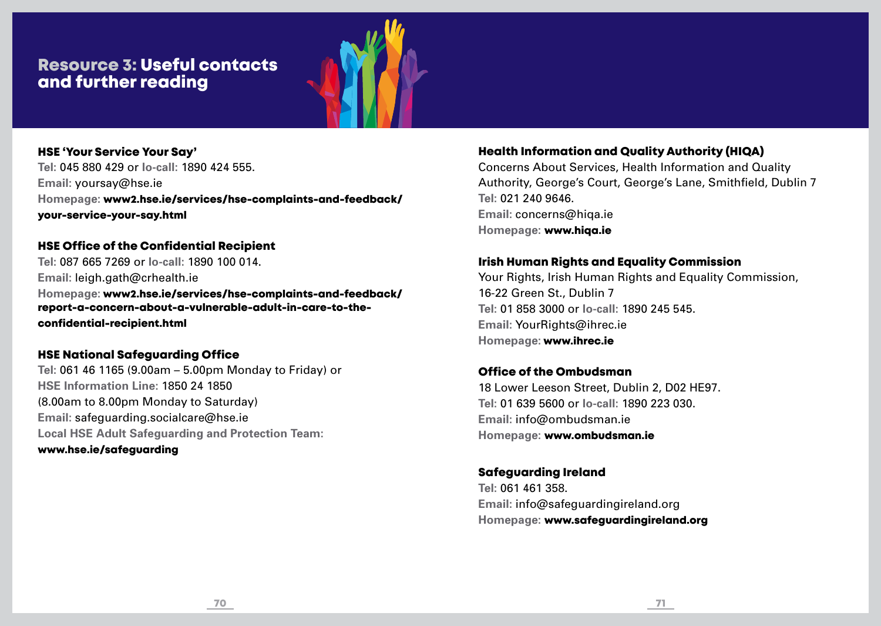# Resource 3: Useful contacts and further reading

### HSE 'Your Service Your Say'

**Tel:** 045 880 429 or **lo-call:** 1890 424 555.
**Email:** yoursay@hse.ie
**Homepage:** **www2.hse.ie/services/hse-complaints-and-feedback/your-service-your-say.html**

### HSE Office of the Confidential Recipient

**Tel:** 087 665 7269 or **lo-call:** 1890 100 014.
**Email:** leigh.gath@crhealth.ie
**Homepage:** **www2.hse.ie/services/hse-complaints-and-feedback/report-a-concern-about-a-vulnerable-adult-in-care-to-the-confidential-recipient.html**

### HSE National Safeguarding Office

**Tel:** 061 46 1165 (9.00am – 5.00pm Monday to Friday) or
**HSE Information Line:** 1850 24 1850
(8.00am to 8.00pm Monday to Saturday)
**Email:** safeguarding.socialcare@hse.ie
**Local HSE Adult Safeguarding and Protection Team:**
**www.hse.ie/safeguarding**

### Health Information and Quality Authority (HIQA)

Concerns About Services, Health Information and Quality Authority, George's Court, George's Lane, Smithfield, Dublin 7
**Tel:** 021 240 9646.
**Email:** concerns@hiqa.ie
**Homepage:** **www.hiqa.ie**

### Irish Human Rights and Equality Commission

Your Rights, Irish Human Rights and Equality Commission, 16-22 Green St., Dublin 7
**Tel:** 01 858 3000 or **lo-call:** 1890 245 545.
**Email:** YourRights@ihrec.ie
**Homepage:** **www.ihrec.ie**

### Office of the Ombudsman

18 Lower Leeson Street, Dublin 2, D02 HE97.
**Tel:** 01 639 5600 or **lo-call:** 1890 223 030.
**Email:** info@ombudsman.ie
**Homepage:** **www.ombudsman.ie**

### Safeguarding Ireland

**Tel:** 061 461 358.
**Email:** info@safeguardingireland.org
**Homepage:** **www.safeguardingireland.org**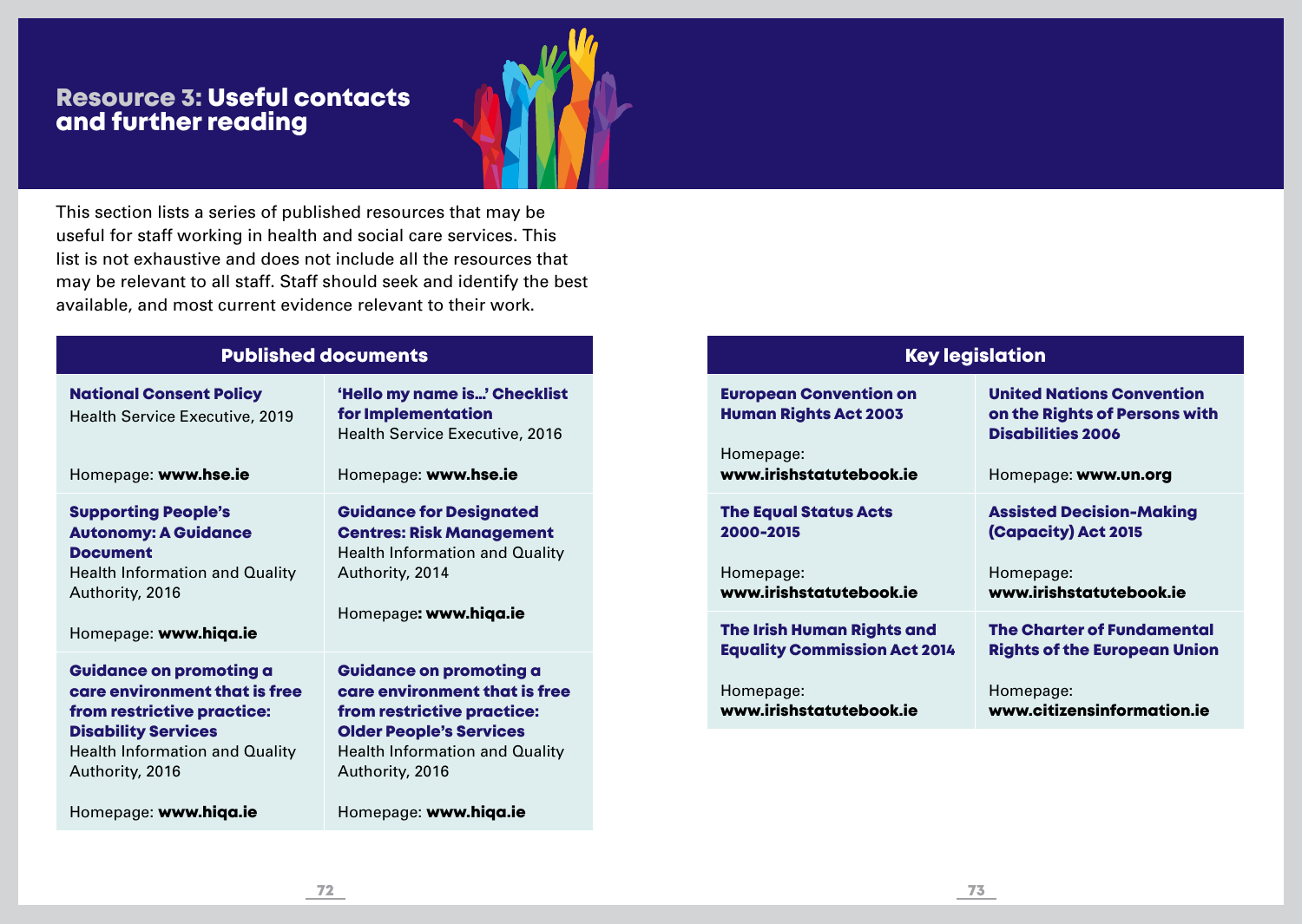# Resource 3: Useful contacts and further reading

This section lists a series of published resources that may be useful for staff working in health and social care services. This list is not exhaustive and does not include all the resources that may be relevant to all staff. Staff should seek and identify the best available, and most current evidence relevant to their work.

## Published documents

| | |
|---|---|
| **National Consent Policy**<br>Health Service Executive, 2019<br><br>Homepage: **www.hse.ie** | **'Hello my name is...' Checklist for Implementation**<br>Health Service Executive, 2016<br><br>Homepage: **www.hse.ie** |
| **Supporting People's Autonomy: A Guidance Document**<br>Health Information and Quality Authority, 2016<br><br>Homepage: **www.hiqa.ie** | **Guidance for Designated Centres: Risk Management**<br>Health Information and Quality Authority, 2014<br><br>Homepage**: www.hiqa.ie** |
| **Guidance on promoting a care environment that is free from restrictive practice: Disability Services**<br>Health Information and Quality Authority, 2016<br><br>Homepage: **www.hiqa.ie** | **Guidance on promoting a care environment that is free from restrictive practice: Older People's Services**<br>Health Information and Quality Authority, 2016<br><br>Homepage: **www.hiqa.ie** |

## Key legislation

| | |
|---|---|
| **European Convention on Human Rights Act 2003**<br><br>Homepage:<br>**www.irishstatutebook.ie** | **United Nations Convention on the Rights of Persons with Disabilities 2006**<br><br>Homepage: **www.un.org** |
| **The Equal Status Acts 2000-2015**<br><br>Homepage:<br>**www.irishstatutebook.ie** | **Assisted Decision-Making (Capacity) Act 2015**<br><br>Homepage:<br>**www.irishstatutebook.ie** |
| **The Irish Human Rights and Equality Commission Act 2014**<br><br>Homepage:<br>**www.irishstatutebook.ie** | **The Charter of Fundamental Rights of the European Union**<br><br>Homepage:<br>**www.citizensinformation.ie** |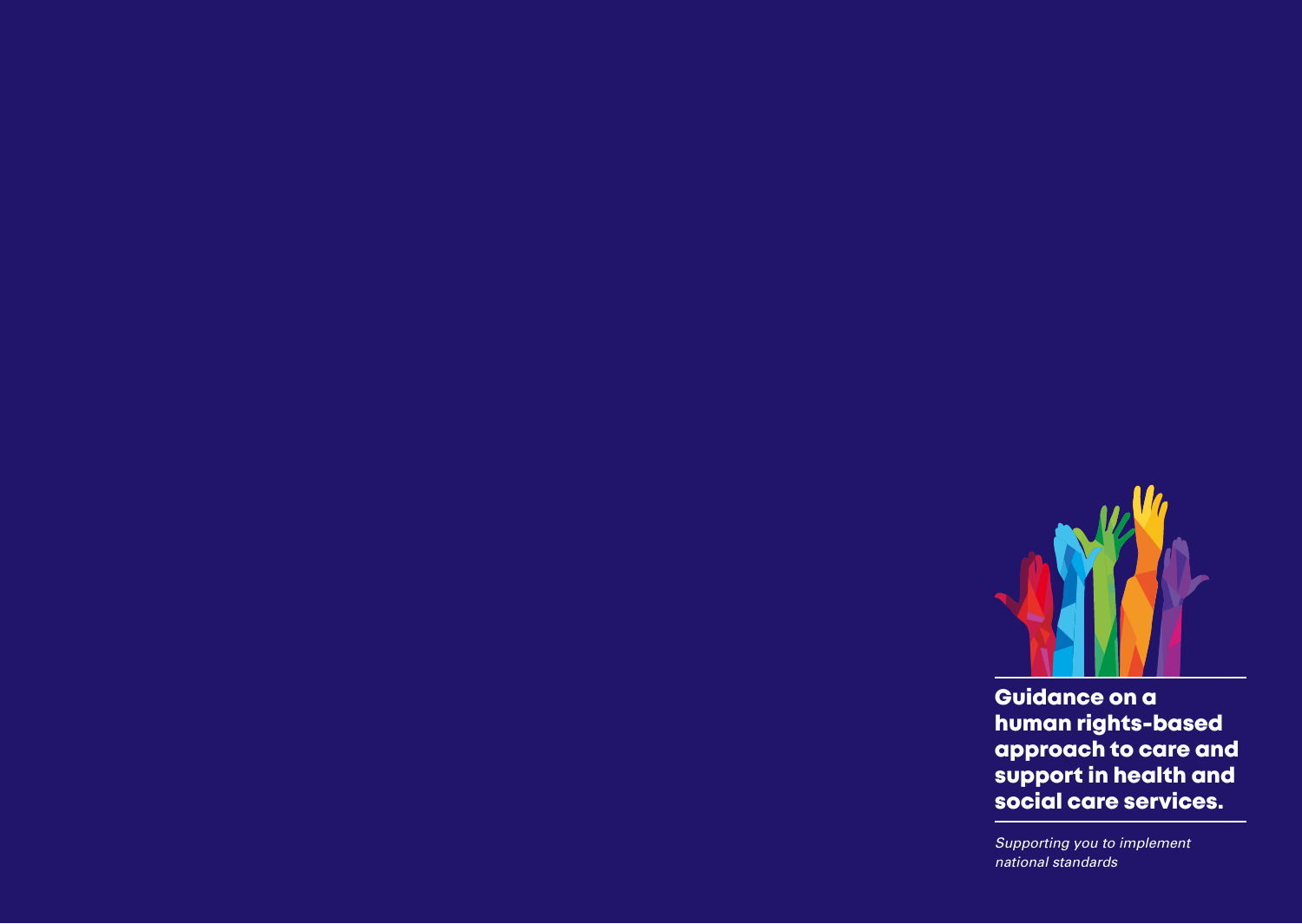# Guidance on a human rights-based approach to care and support in health and social care services.

*Supporting you to implement national standards*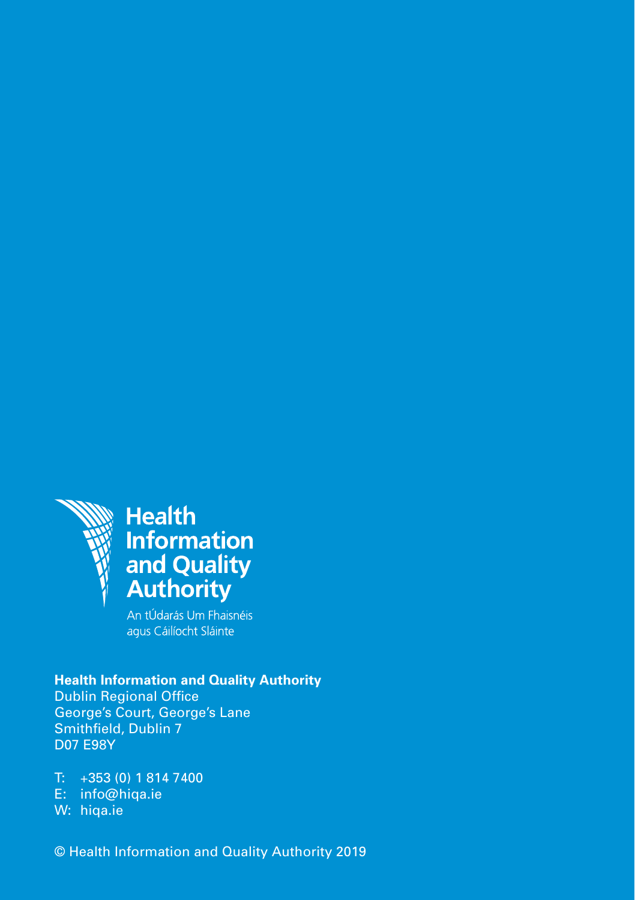Health
Information
and Quality
Authority

An tÚdarás Um Fhaisnéis
agus Cáilíocht Sláinte

**Health Information and Quality Authority**
Dublin Regional Office
George's Court, George's Lane
Smithfield, Dublin 7
D07 E98Y

T: +353 (0) 1 814 7400
E: info@hiqa.ie
W: hiqa.ie

© Health Information and Quality Authority 2019